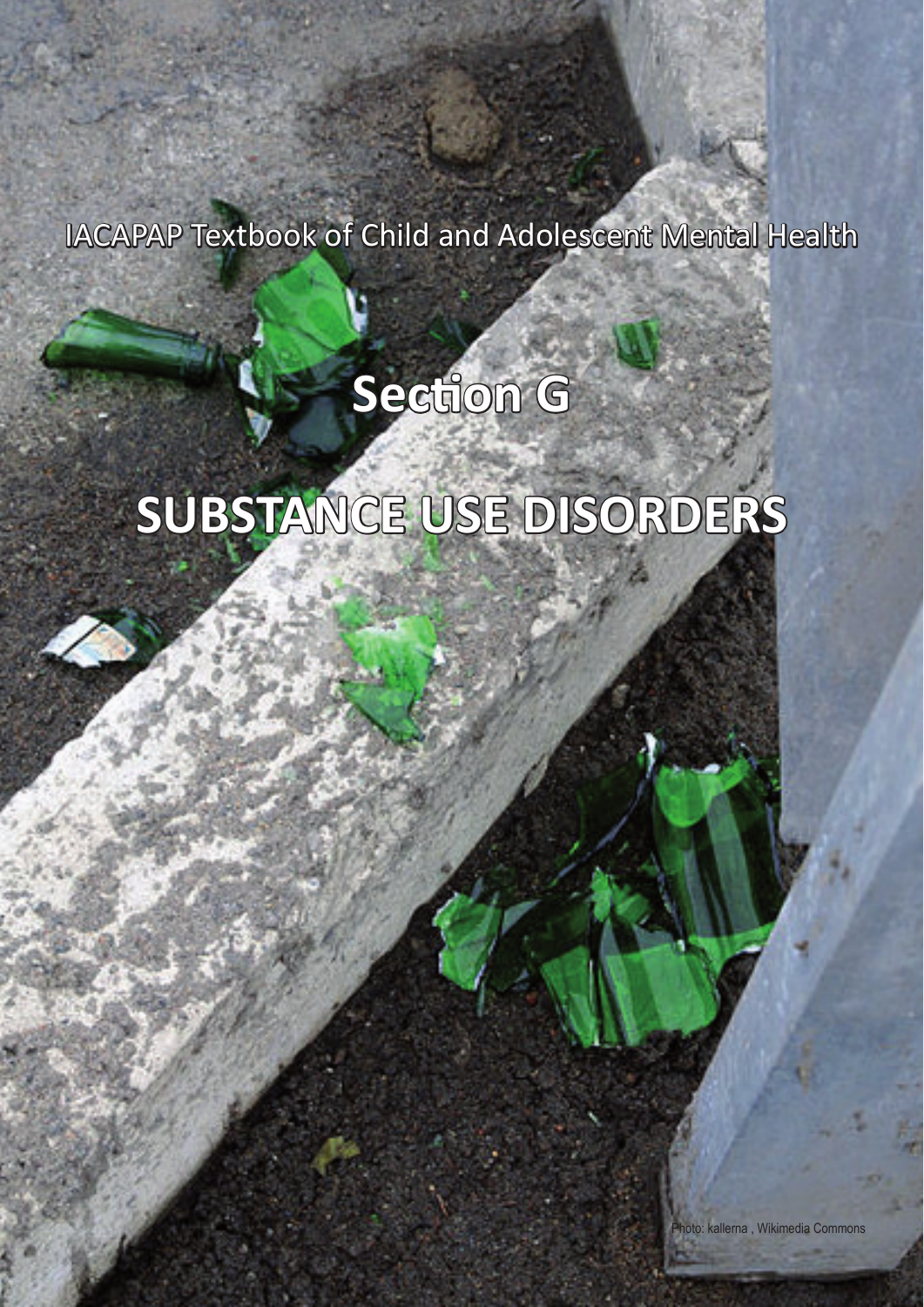IACAPAP Textbook of Child and Adolescent Mental Health

# Section G

# SUBSTANCE USE DISORDERS

Photo: kallerna , Wikimedia Commons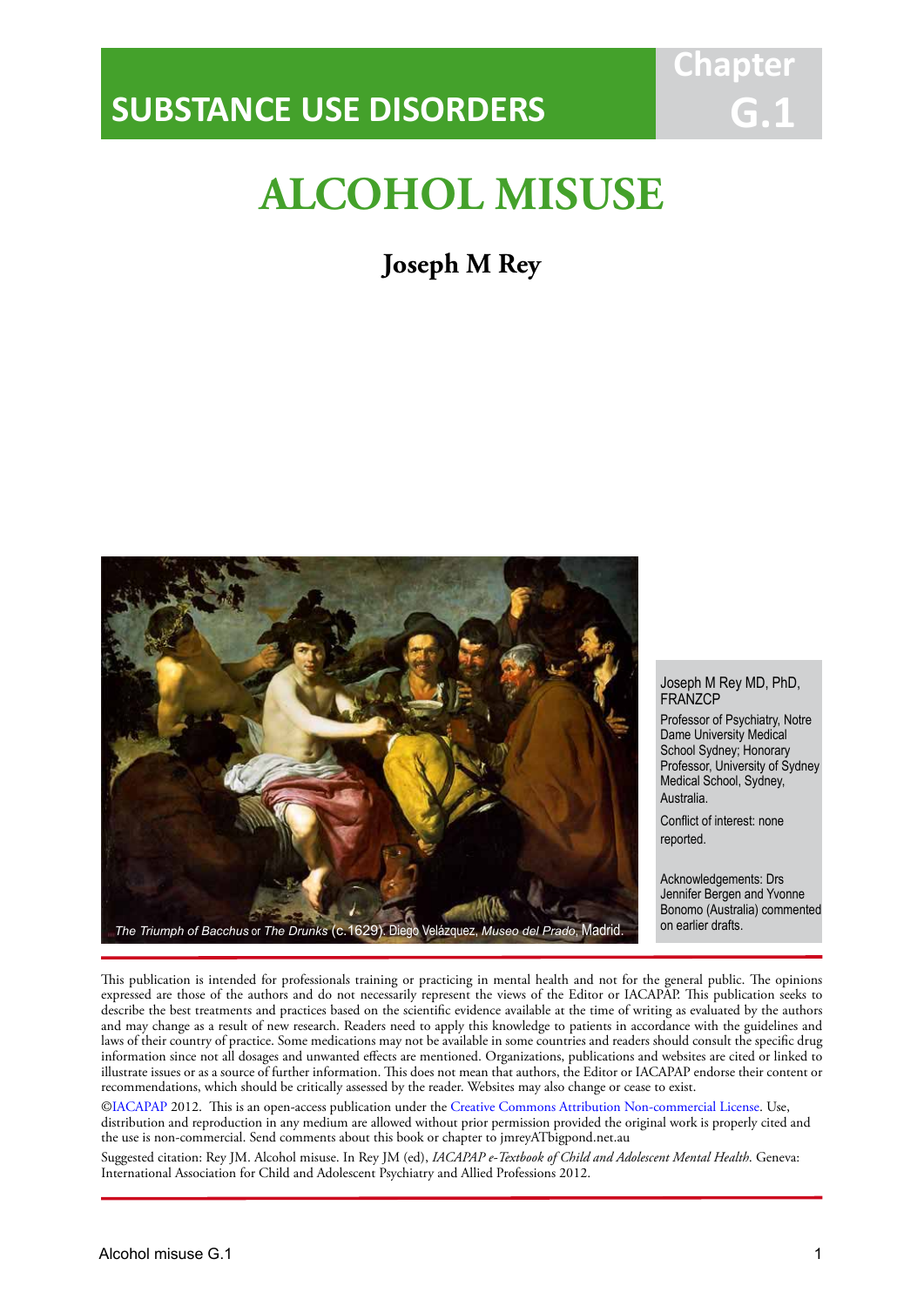# SUBSTANCE USE DISORDERS

Chapter G.1

# ALCOHOL MISUSE

## Joseph M Rey

*The Triumph of Bacchus* or *The Drunks* (c.1629). Diego Velázquez, *Museo del Prado*, Madrid.

Joseph M Rey MD, PhD, FRANZCP

Professor of Psychiatry, Notre Dame University Medical School Sydney; Honorary Professor, University of Sydney Medical School, Sydney, Australia.

Conflict of interest: none reported.

Acknowledgements: Drs Jennifer Bergen and Yvonne Bonomo (Australia) commented on earlier drafts.

This publication is intended for professionals training or practicing in mental health and not for the general public. The opinions expressed are those of the authors and do not necessarily represent the views of the Editor or IACAPAP. This publication seeks to describe the best treatments and practices based on the scientific evidence available at the time of writing as evaluated by the authors and may change as a result of new research. Readers need to apply this knowledge to patients in accordance with the guidelines and laws of their country of practice. Some medications may not be available in some countries and readers should consult the specific drug information since not all dosages and unwanted effects are mentioned. Organizations, publications and websites are cited or linked to illustrate issues or as a source of further information. This does not mean that authors, the Editor or IACAPAP endorse their content or recommendations, which should be critically assessed by the reader. Websites may also change or cease to exist.

©IACAPAP 2012. This is an open-access publication under the Creative Commons Attribution Non-commercial License. Use, distribution and reproduction in any medium are allowed without prior permission provided the original work is properly cited and the use is non-commercial. Send comments about this book or chapter to jmreyATbigpond.net.au

Suggested citation: Rey JM. Alcohol misuse. In Rey JM (ed), *IACAPAP e-Textbook of Child and Adolescent Mental Health*. Geneva: International Association for Child and Adolescent Psychiatry and Allied Professions 2012.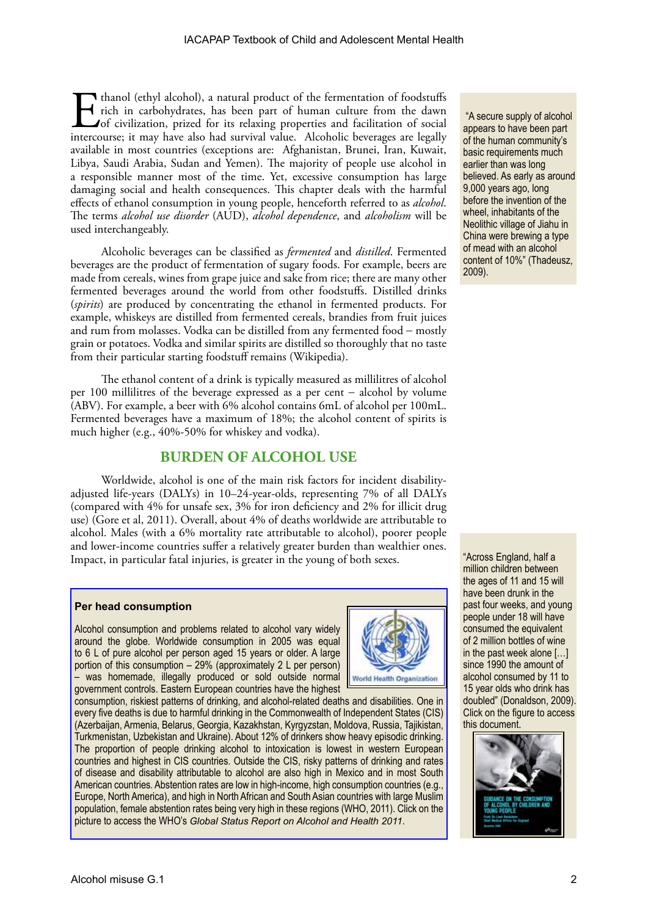Ethanol (ethyl alcohol), a natural product of the fermentation of foodstuffs rich in carbohydrates, has been part of human culture from the dawn of civilization, prized for its relaxing properties and facilitation of social intercourse; it may have also had survival value. Alcoholic beverages are legally available in most countries (exceptions are: Afghanistan, Brunei, Iran, Kuwait, Libya, Saudi Arabia, Sudan and Yemen). The majority of people use alcohol in a responsible manner most of the time. Yet, excessive consumption has large damaging social and health consequences. This chapter deals with the harmful effects of ethanol consumption in young people, henceforth referred to as *alcohol*. The terms *alcohol use disorder* (AUD), *alcohol dependence*, and *alcoholism* will be used interchangeably.

"A secure supply of alcohol appears to have been part of the human community's basic requirements much earlier than was long believed. As early as around 9,000 years ago, long before the invention of the wheel, inhabitants of the Neolithic village of Jiahu in China were brewing a type of mead with an alcohol content of 10%" (Thadeusz, 2009).

Alcoholic beverages can be classified as *fermented* and *distilled*. Fermented beverages are the product of fermentation of sugary foods. For example, beers are made from cereals, wines from grape juice and sake from rice; there are many other fermented beverages around the world from other foodstuffs. Distilled drinks (*spirits*) are produced by concentrating the ethanol in fermented products. For example, whiskeys are distilled from fermented cereals, brandies from fruit juices and rum from molasses. Vodka can be distilled from any fermented food – mostly grain or potatoes. Vodka and similar spirits are distilled so thoroughly that no taste from their particular starting foodstuff remains (Wikipedia).

The ethanol content of a drink is typically measured as millilitres of alcohol per 100 millilitres of the beverage expressed as a per cent – alcohol by volume (ABV). For example, a beer with 6% alcohol contains 6mL of alcohol per 100mL. Fermented beverages have a maximum of 18%; the alcohol content of spirits is much higher (e.g., 40%-50% for whiskey and vodka).

## BURDEN OF ALCOHOL USE

Worldwide, alcohol is one of the main risk factors for incident disability-adjusted life-years (DALYs) in 10–24-year-olds, representing 7% of all DALYs (compared with 4% for unsafe sex, 3% for iron deficiency and 2% for illicit drug use) (Gore et al, 2011). Overall, about 4% of deaths worldwide are attributable to alcohol. Males (with a 6% mortality rate attributable to alcohol), poorer people and lower-income countries suffer a relatively greater burden than wealthier ones. Impact, in particular fatal injuries, is greater in the young of both sexes.

"Across England, half a million children between the ages of 11 and 15 will have been drunk in the past four weeks, and young people under 18 will have consumed the equivalent of 2 million bottles of wine in the past week alone […] since 1990 the amount of alcohol consumed by 11 to 15 year olds who drink has doubled" (Donaldson, 2009). Click on the figure to access this document.

### Per head consumption

Alcohol consumption and problems related to alcohol vary widely around the globe. Worldwide consumption in 2005 was equal to 6 L of pure alcohol per person aged 15 years or older. A large portion of this consumption – 29% (approximately 2 L per person) – was homemade, illegally produced or sold outside normal government controls. Eastern European countries have the highest consumption, riskiest patterns of drinking, and alcohol-related deaths and disabilities. One in every five deaths is due to harmful drinking in the Commonwealth of Independent States (CIS) (Azerbaijan, Armenia, Belarus, Georgia, Kazakhstan, Kyrgyzstan, Moldova, Russia, Tajikistan, Turkmenistan, Uzbekistan and Ukraine). About 12% of drinkers show heavy episodic drinking. The proportion of people drinking alcohol to intoxication is lowest in western European countries and highest in CIS countries. Outside the CIS, risky patterns of drinking and rates of disease and disability attributable to alcohol are also high in Mexico and in most South American countries. Abstention rates are low in high-income, high consumption countries (e.g., Europe, North America), and high in North African and South Asian countries with large Muslim population, female abstention rates being very high in these regions (WHO, 2011). Click on the picture to access the WHO's *Global Status Report on Alcohol and Health 2011*.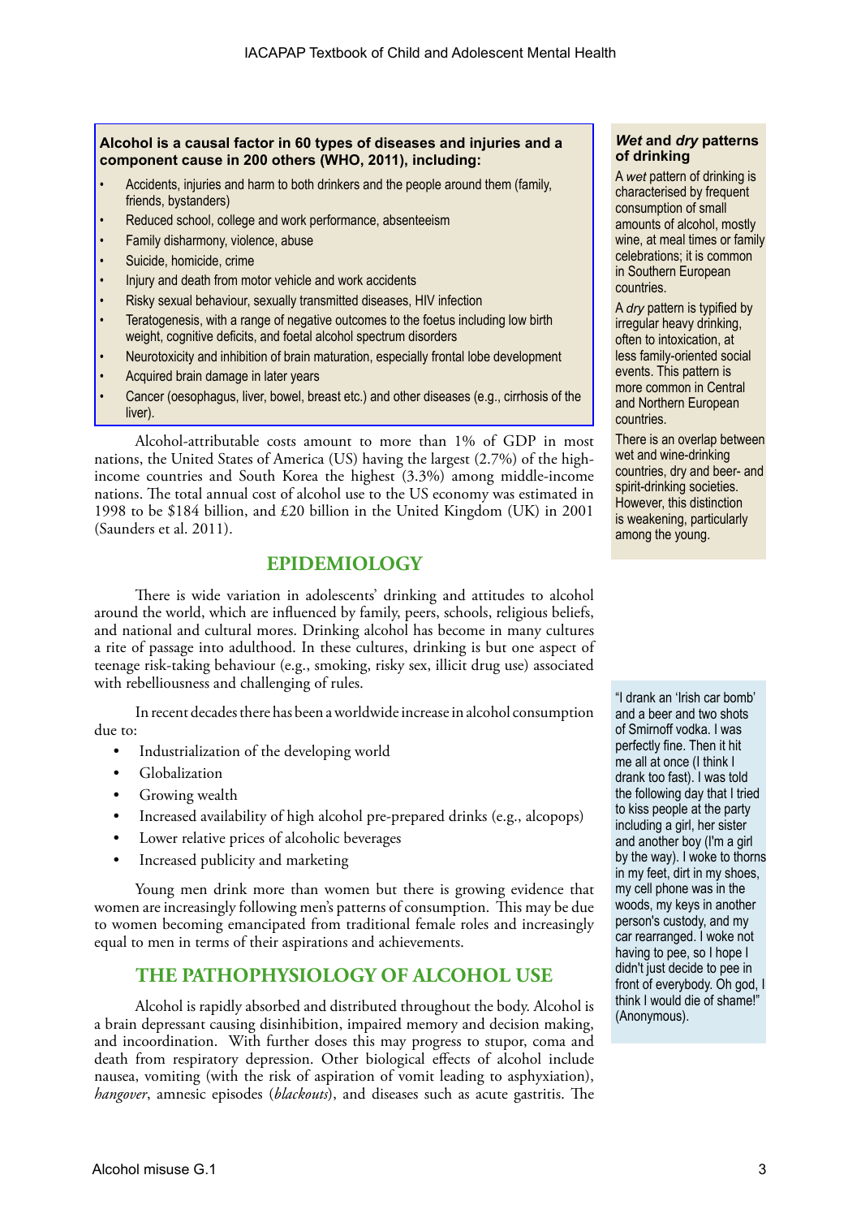**Alcohol is a causal factor in 60 types of diseases and injuries and a component cause in 200 others (WHO, 2011), including:**

- Accidents, injuries and harm to both drinkers and the people around them (family, friends, bystanders)
- Reduced school, college and work performance, absenteeism
- Family disharmony, violence, abuse
- Suicide, homicide, crime
- Injury and death from motor vehicle and work accidents
- Risky sexual behaviour, sexually transmitted diseases, HIV infection
- Teratogenesis, with a range of negative outcomes to the foetus including low birth weight, cognitive deficits, and foetal alcohol spectrum disorders
- Neurotoxicity and inhibition of brain maturation, especially frontal lobe development
- Acquired brain damage in later years
- Cancer (oesophagus, liver, bowel, breast etc.) and other diseases (e.g., cirrhosis of the liver).

**_Wet_ and _dry_ patterns of drinking**

A *wet* pattern of drinking is characterised by frequent consumption of small amounts of alcohol, mostly wine, at meal times or family celebrations; it is common in Southern European countries.

A *dry* pattern is typified by irregular heavy drinking, often to intoxication, at less family-oriented social events. This pattern is more common in Central and Northern European countries.

There is an overlap between wet and wine-drinking countries, dry and beer- and spirit-drinking societies. However, this distinction is weakening, particularly among the young.

Alcohol-attributable costs amount to more than 1% of GDP in most nations, the United States of America (US) having the largest (2.7%) of the high-income countries and South Korea the highest (3.3%) among middle-income nations. The total annual cost of alcohol use to the US economy was estimated in 1998 to be $184 billion, and £20 billion in the United Kingdom (UK) in 2001 (Saunders et al. 2011).

## EPIDEMIOLOGY

There is wide variation in adolescents' drinking and attitudes to alcohol around the world, which are influenced by family, peers, schools, religious beliefs, and national and cultural mores. Drinking alcohol has become in many cultures a rite of passage into adulthood. In these cultures, drinking is but one aspect of teenage risk-taking behaviour (e.g., smoking, risky sex, illicit drug use) associated with rebelliousness and challenging of rules.

In recent decades there has been a worldwide increase in alcohol consumption due to:

- Industrialization of the developing world
- Globalization
- Growing wealth
- Increased availability of high alcohol pre-prepared drinks (e.g., alcopops)
- Lower relative prices of alcoholic beverages
- Increased publicity and marketing

Young men drink more than women but there is growing evidence that women are increasingly following men's patterns of consumption. This may be due to women becoming emancipated from traditional female roles and increasingly equal to men in terms of their aspirations and achievements.

"I drank an 'Irish car bomb' and a beer and two shots of Smirnoff vodka. I was perfectly fine. Then it hit me all at once (I think I drank too fast). I was told the following day that I tried to kiss people at the party including a girl, her sister and another boy (I'm a girl by the way). I woke to thorns in my feet, dirt in my shoes, my cell phone was in the woods, my keys in another person's custody, and my car rearranged. I woke not having to pee, so I hope I didn't just decide to pee in front of everybody. Oh god, I think I would die of shame!" (Anonymous).

## THE PATHOPHYSIOLOGY OF ALCOHOL USE

Alcohol is rapidly absorbed and distributed throughout the body. Alcohol is a brain depressant causing disinhibition, impaired memory and decision making, and incoordination. With further doses this may progress to stupor, coma and death from respiratory depression. Other biological effects of alcohol include nausea, vomiting (with the risk of aspiration of vomit leading to asphyxiation), *hangover*, amnesic episodes (*blackouts*), and diseases such as acute gastritis. The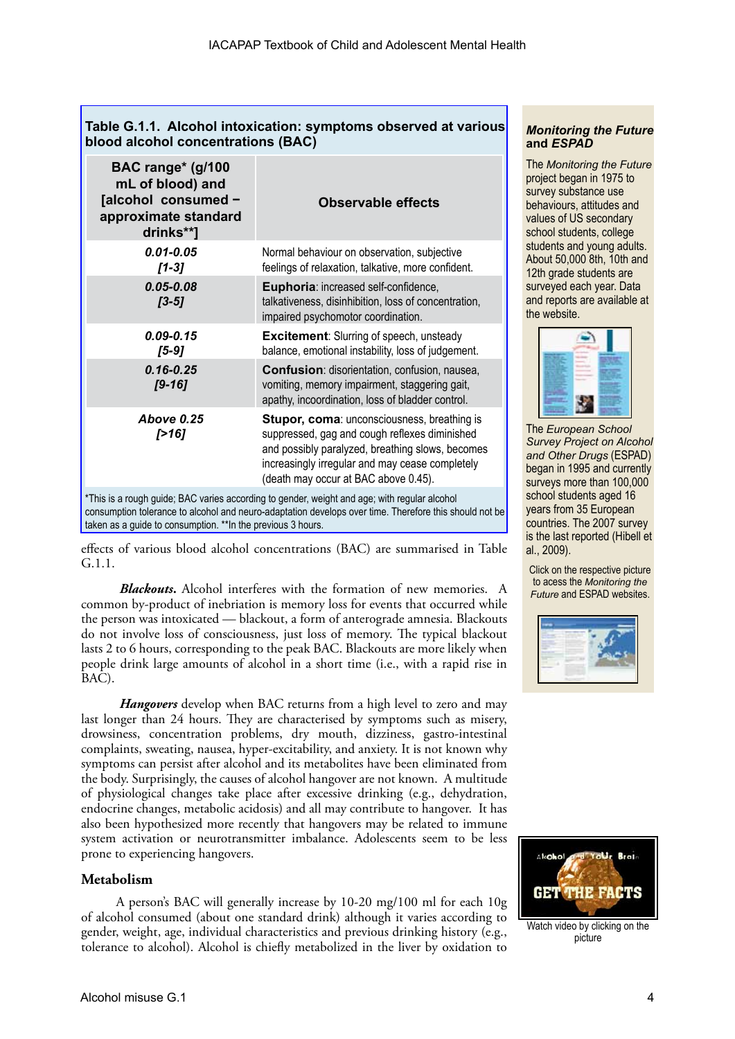**Table G.1.1. Alcohol intoxication: symptoms observed at various blood alcohol concentrations (BAC)**

| BAC range* (g/100 mL of blood) and [alcohol consumed – approximate standard drinks**] | Observable effects |
|---|---|
| ***0.01-0.05*** ***[1-3]*** | Normal behaviour on observation, subjective feelings of relaxation, talkative, more confident. |
| ***0.05-0.08*** ***[3-5]*** | **Euphoria**: increased self-confidence, talkativeness, disinhibition, loss of concentration, impaired psychomotor coordination. |
| ***0.09-0.15*** ***[5-9]*** | **Excitement**: Slurring of speech, unsteady balance, emotional instability, loss of judgement. |
| ***0.16-0.25*** ***[9-16]*** | **Confusion**: disorientation, confusion, nausea, vomiting, memory impairment, staggering gait, apathy, incoordination, loss of bladder control. |
| ***Above 0.25*** ***[>16]*** | **Stupor, coma**: unconsciousness, breathing is suppressed, gag and cough reflexes diminished and possibly paralyzed, breathing slows, becomes increasingly irregular and may cease completely (death may occur at BAC above 0.45). |

*This is a rough guide; BAC varies according to gender, weight and age; with regular alcohol consumption tolerance to alcohol and neuro-adaptation develops over time. Therefore this should not be taken as a guide to consumption. **In the previous 3 hours.

effects of various blood alcohol concentrations (BAC) are summarised in Table G.1.1.

***Blackouts.*** Alcohol interferes with the formation of new memories. A common by-product of inebriation is memory loss for events that occurred while the person was intoxicated — blackout, a form of anterograde amnesia. Blackouts do not involve loss of consciousness, just loss of memory. The typical blackout lasts 2 to 6 hours, corresponding to the peak BAC. Blackouts are more likely when people drink large amounts of alcohol in a short time (i.e., with a rapid rise in BAC).

***Hangovers*** develop when BAC returns from a high level to zero and may last longer than 24 hours. They are characterised by symptoms such as misery, drowsiness, concentration problems, dry mouth, dizziness, gastro-intestinal complaints, sweating, nausea, hyper-excitability, and anxiety. It is not known why symptoms can persist after alcohol and its metabolites have been eliminated from the body. Surprisingly, the causes of alcohol hangover are not known. A multitude of physiological changes take place after excessive drinking (e.g., dehydration, endocrine changes, metabolic acidosis) and all may contribute to hangover. It has also been hypothesized more recently that hangovers may be related to immune system activation or neurotransmitter imbalance. Adolescents seem to be less prone to experiencing hangovers.

### Metabolism

A person's BAC will generally increase by 10-20 mg/100 ml for each 10g of alcohol consumed (about one standard drink) although it varies according to gender, weight, age, individual characteristics and previous drinking history (e.g., tolerance to alcohol). Alcohol is chiefly metabolized in the liver by oxidation to

---

***Monitoring the Future* and *ESPAD***

The *Monitoring the Future* project began in 1975 to survey substance use behaviours, attitudes and values of US secondary school students, college students and young adults. About 50,000 8th, 10th and 12th grade students are surveyed each year. Data and reports are available at the website.

The *European School Survey Project on Alcohol and Other Drugs* (ESPAD) began in 1995 and currently surveys more than 100,000 school students aged 16 years from 35 European countries. The 2007 survey is the last reported (Hibell et al., 2009).

Click on the respective picture to acess the *Monitoring the Future* and ESPAD websites.

Watch video by clicking on the picture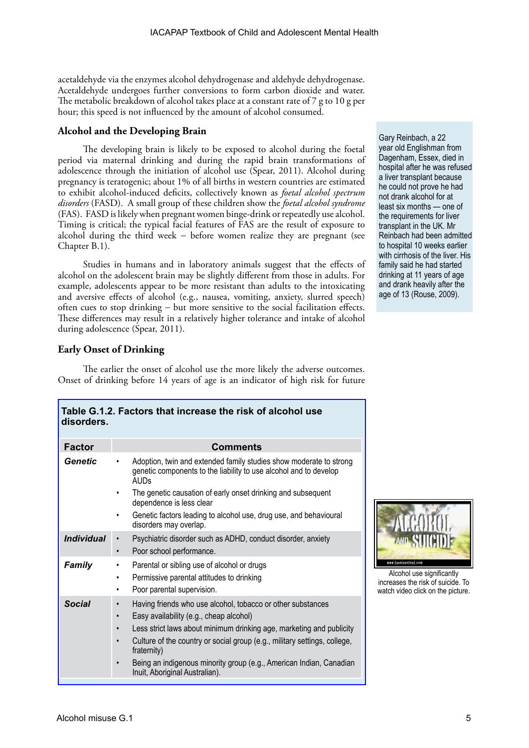acetaldehyde via the enzymes alcohol dehydrogenase and aldehyde dehydrogenase. Acetaldehyde undergoes further conversions to form carbon dioxide and water. The metabolic breakdown of alcohol takes place at a constant rate of 7 g to 10 g per hour; this speed is not influenced by the amount of alcohol consumed.

### Alcohol and the Developing Brain

The developing brain is likely to be exposed to alcohol during the foetal period via maternal drinking and during the rapid brain transformations of adolescence through the initiation of alcohol use (Spear, 2011). Alcohol during pregnancy is teratogenic; about 1% of all births in western countries are estimated to exhibit alcohol-induced deficits, collectively known as *foetal alcohol spectrum disorders* (FASD). A small group of these children show the *foetal alcohol syndrome* (FAS). FASD is likely when pregnant women binge-drink or repeatedly use alcohol. Timing is critical; the typical facial features of FAS are the result of exposure to alcohol during the third week – before women realize they are pregnant (see Chapter B.1).

Studies in humans and in laboratory animals suggest that the effects of alcohol on the adolescent brain may be slightly different from those in adults. For example, adolescents appear to be more resistant than adults to the intoxicating and aversive effects of alcohol (e.g., nausea, vomiting, anxiety, slurred speech) often cues to stop drinking – but more sensitive to the social facilitation effects. These differences may result in a relatively higher tolerance and intake of alcohol during adolescence (Spear, 2011).

Gary Reinbach, a 22 year old Englishman from Dagenham, Essex, died in hospital after he was refused a liver transplant because he could not prove he had not drank alcohol for at least six months — one of the requirements for liver transplant in the UK. Mr Reinbach had been admitted to hospital 10 weeks earlier with cirrhosis of the liver. His family said he had started drinking at 11 years of age and drank heavily after the age of 13 (Rouse, 2009).

### Early Onset of Drinking

The earlier the onset of alcohol use the more likely the adverse outcomes. Onset of drinking before 14 years of age is an indicator of high risk for future

**Table G.1.2. Factors that increase the risk of alcohol use disorders.**

| Factor | Comments |
|---|---|
| ***Genetic*** | • Adoption, twin and extended family studies show moderate to strong genetic components to the liability to use alcohol and to develop AUDs<br>• The genetic causation of early onset drinking and subsequent dependence is less clear<br>• Genetic factors leading to alcohol use, drug use, and behavioural disorders may overlap. |
| ***Individual*** | • Psychiatric disorder such as ADHD, conduct disorder, anxiety<br>• Poor school performance. |
| ***Family*** | • Parental or sibling use of alcohol or drugs<br>• Permissive parental attitudes to drinking<br>• Poor parental supervision. |
| ***Social*** | • Having friends who use alcohol, tobacco or other substances<br>• Easy availability (e.g., cheap alcohol)<br>• Less strict laws about minimum drinking age, marketing and publicity<br>• Culture of the country or social group (e.g., military settings, college, fraternity)<br>• Being an indigenous minority group (e.g., American Indian, Canadian Inuit, Aboriginal Australian). |

Alcohol use significantly increases the risk of suicide. To watch video click on the picture.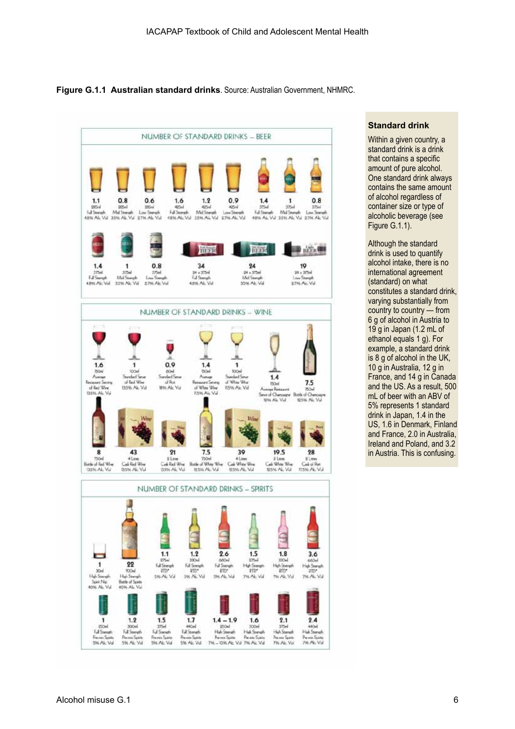**Figure G.1.1 Australian standard drinks**. Source: Australian Government, NHMRC.

NUMBER OF STANDARD DRINKS – BEER

| Standard drinks | Volume | Description | Alc. Vol |
|---|---|---|---|
| 1.1 | 285ml | Full Strength | 4.8% Alc Vol |
| 0.8 | 285ml | Mid Strength | 3.5% Alc Vol |
| 0.6 | 285ml | Low Strength | 2.7% Alc Vol |
| 1.6 | 425ml | Full Strength | 4.8% Alc Vol |
| 1.2 | 425ml | Mid Strength | 3.5% Alc Vol |
| 0.9 | 425ml | Low Strength | 2.7% Alc Vol |
| 1.4 | 375ml | Full Strength | 4.8% Alc Vol |
| 1 | 375ml | Mid Strength | 3.5% Alc Vol |
| 0.8 | 375ml | Low Strength | 2.7% Alc Vol |
| 1.4 | 375ml | Full Strength | 4.8% Alc Vol |
| 1 | 375ml | Mid Strength | 3.5% Alc Vol |
| 0.8 | 375ml | Low Strength | 2.7% Alc Vol |
| 34 | 24 x 375ml | Full Strength | 4.8% Alc Vol |
| 24 | 24 x 375ml | Mid Strength | 3.5% Alc Vol |
| 19 | 24 x 375ml | Low Strength | 2.7% Alc Vol |

NUMBER OF STANDARD DRINKS – WINE

| Standard drinks | Volume | Description | Alc. Vol |
|---|---|---|---|
| 1.6 | 150ml | Average Restaurant Serving of Red Wine | 13.5% Alc Vol |
| 1 | 100ml | Standard Serve of Red Wine | 13.5% Alc Vol |
| 0.9 | 60ml | Standard Serve of Port | 18% Alc Vol |
| 1.4 | 150ml | Average Restaurant Serving of White Wine | 11.5% Alc Vol |
| 1 | 100ml | Standard Serve of White Wine | 11.5% Alc Vol |
| 1.4 | 150ml | Average Restaurant Serve of Champagne | 12% Alc Vol |
| 7.5 | 750ml | Bottle of Champagne | 12.5% Alc Vol |
| 8 | 750ml | Bottle of Red Wine | 13.5% Alc Vol |
| 43 | 4 Litre | Cask Red Wine | 13.5% Alc Vol |
| 21 | 2 Litre | Cask Red Wine | 13.5% Alc Vol |
| 7.5 | 750ml | Bottle of White Wine | 12.5% Alc Vol |
| 39 | 4 Litre | Cask White Wine | 12.5% Alc Vol |
| 19.5 | 2 Litre | Cask White Wine | 12.5% Alc Vol |
| 28 | 2 Litre | Cask of Port | 17.5% Alc Vol |

NUMBER OF STANDARD DRINKS – SPIRITS

| Standard drinks | Volume | Description | Alc. Vol |
|---|---|---|---|
| 1 | 30ml | High Strength Spirit Nip | 40% Alc Vol |
| 22 | 700ml | High Strength Bottle of Spirits | 40% Alc Vol |
| 1.1 | 275ml | Full Strength RTD* | 5% Alc Vol |
| 1.2 | 330ml | Full Strength RTD* | 5% Alc Vol |
| 2.6 | 660ml | Full Strength RTD* | 5% Alc Vol |
| 1.5 | 275ml | High Strength RTD* | 7% Alc Vol |
| 1.8 | 330ml | High Strength RTD* | 7% Alc Vol |
| 3.6 | 660ml | High Strength RTD* | 7% Alc Vol |
| 1 | 250ml | Full Strength Pre-mix Spirits | 5% Alc Vol |
| 1.2 | 300ml | Full Strength Pre-mix Spirits | 5% Alc Vol |
| 1.5 | 375ml | Full Strength Pre-mix Spirits | 5% Alc Vol |
| 1.7 | 440ml | Full Strength Pre-mix Spirits | 5% Alc Vol |
| 1.4 – 1.9 | 250ml | High Strength Pre-mix Spirits | 7% – 10% Alc Vol |
| 1.6 | 300ml | High Strength Pre-mix Spirits | 7% Alc Vol |
| 2.1 | 375ml | High Strength Pre-mix Spirits | 7% Alc Vol |
| 2.4 | 440ml | High Strength Pre-mix Spirits | 7% Alc Vol |

**Standard drink**

Within a given country, a standard drink is a drink that contains a specific amount of pure alcohol. One standard drink always contains the same amount of alcohol regardless of container size or type of alcoholic beverage (see Figure G.1.1).

Although the standard drink is used to quantify alcohol intake, there is no international agreement (standard) on what constitutes a standard drink, varying substantially from country to country — from 6 g of alcohol in Austria to 19 g in Japan (1.2 mL of ethanol equals 1 g). For example, a standard drink is 8 g of alcohol in the UK, 10 g in Australia, 12 g in France, and 14 g in Canada and the US. As a result, 500 mL of beer with an ABV of 5% represents 1 standard drink in Japan, 1.4 in the US, 1.6 in Denmark, Finland and France, 2.0 in Australia, Ireland and Poland, and 3.2 in Austria. This is confusing.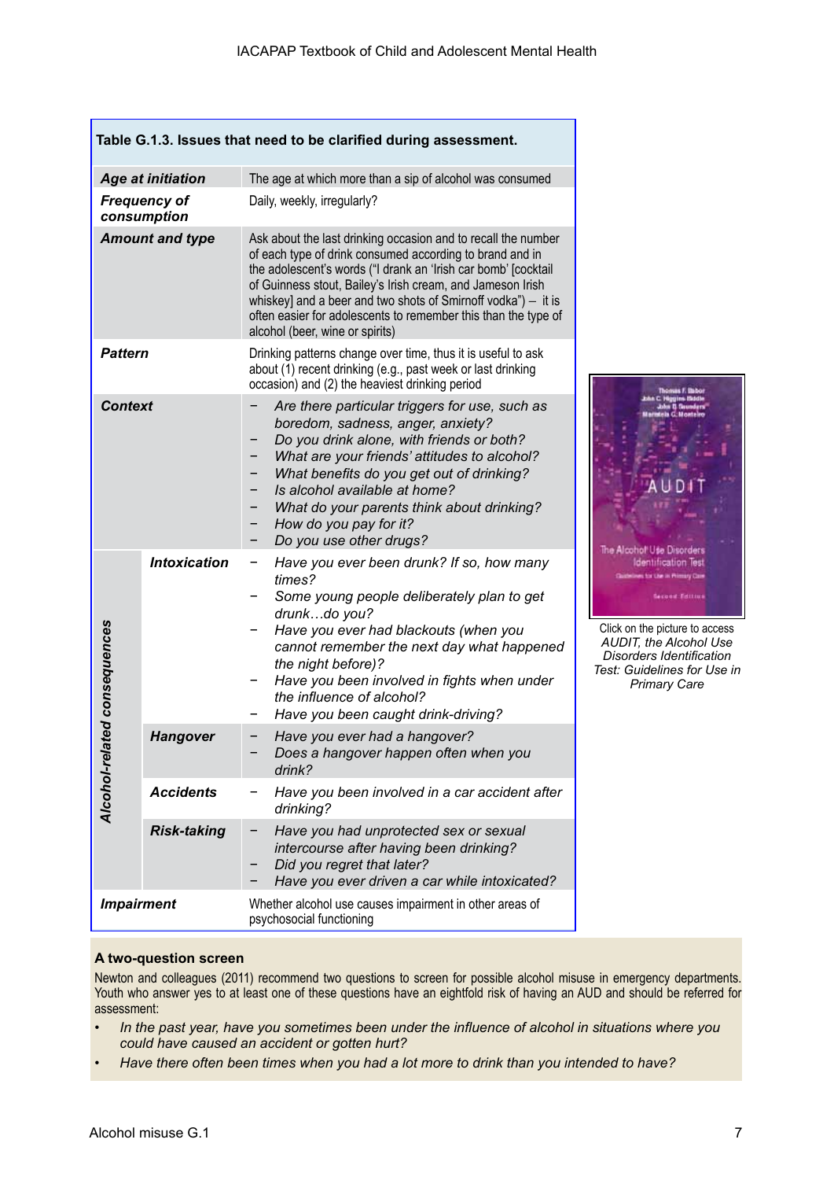**Table G.1.3. Issues that need to be clarified during assessment.**

| | | |
|---|---|---|
| ***Age at initiation*** | | The age at which more than a sip of alcohol was consumed |
| ***Frequency of consumption*** | | Daily, weekly, irregularly? |
| ***Amount and type*** | | Ask about the last drinking occasion and to recall the number of each type of drink consumed according to brand and in the adolescent's words ("I drank an 'Irish car bomb' [cocktail of Guinness stout, Bailey's Irish cream, and Jameson Irish whiskey] and a beer and two shots of Smirnoff vodka") – it is often easier for adolescents to remember this than the type of alcohol (beer, wine or spirits) |
| ***Pattern*** | | Drinking patterns change over time, thus it is useful to ask about (1) recent drinking (e.g., past week or last drinking occasion) and (2) the heaviest drinking period |
| ***Context*** | | – *Are there particular triggers for use, such as boredom, sadness, anger, anxiety?*<br>– *Do you drink alone, with friends or both?*<br>– *What are your friends' attitudes to alcohol?*<br>– *What benefits do you get out of drinking?*<br>– *Is alcohol available at home?*<br>– *What do your parents think about drinking?*<br>– *How do you pay for it?*<br>– *Do you use other drugs?* |
| ***Alcohol-related consequences*** | ***Intoxication*** | – *Have you ever been drunk? If so, how many times?*<br>– *Some young people deliberately plan to get drunk…do you?*<br>– *Have you ever had blackouts (when you cannot remember the next day what happened the night before)?*<br>– *Have you been involved in fights when under the influence of alcohol?*<br>– *Have you been caught drink-driving?* |
| | ***Hangover*** | – *Have you ever had a hangover?*<br>– *Does a hangover happen often when you drink?* |
| | ***Accidents*** | – *Have you been involved in a car accident after drinking?* |
| | ***Risk-taking*** | – *Have you had unprotected sex or sexual intercourse after having been drinking?*<br>– *Did you regret that later?*<br>– *Have you ever driven a car while intoxicated?* |
| ***Impairment*** | | Whether alcohol use causes impairment in other areas of psychosocial functioning |

Click on the picture to access *AUDIT, the Alcohol Use Disorders Identification Test: Guidelines for Use in Primary Care*

**A two-question screen**

Newton and colleagues (2011) recommend two questions to screen for possible alcohol misuse in emergency departments. Youth who answer yes to at least one of these questions have an eightfold risk of having an AUD and should be referred for assessment:

- *In the past year, have you sometimes been under the influence of alcohol in situations where you could have caused an accident or gotten hurt?*
- *Have there often been times when you had a lot more to drink than you intended to have?*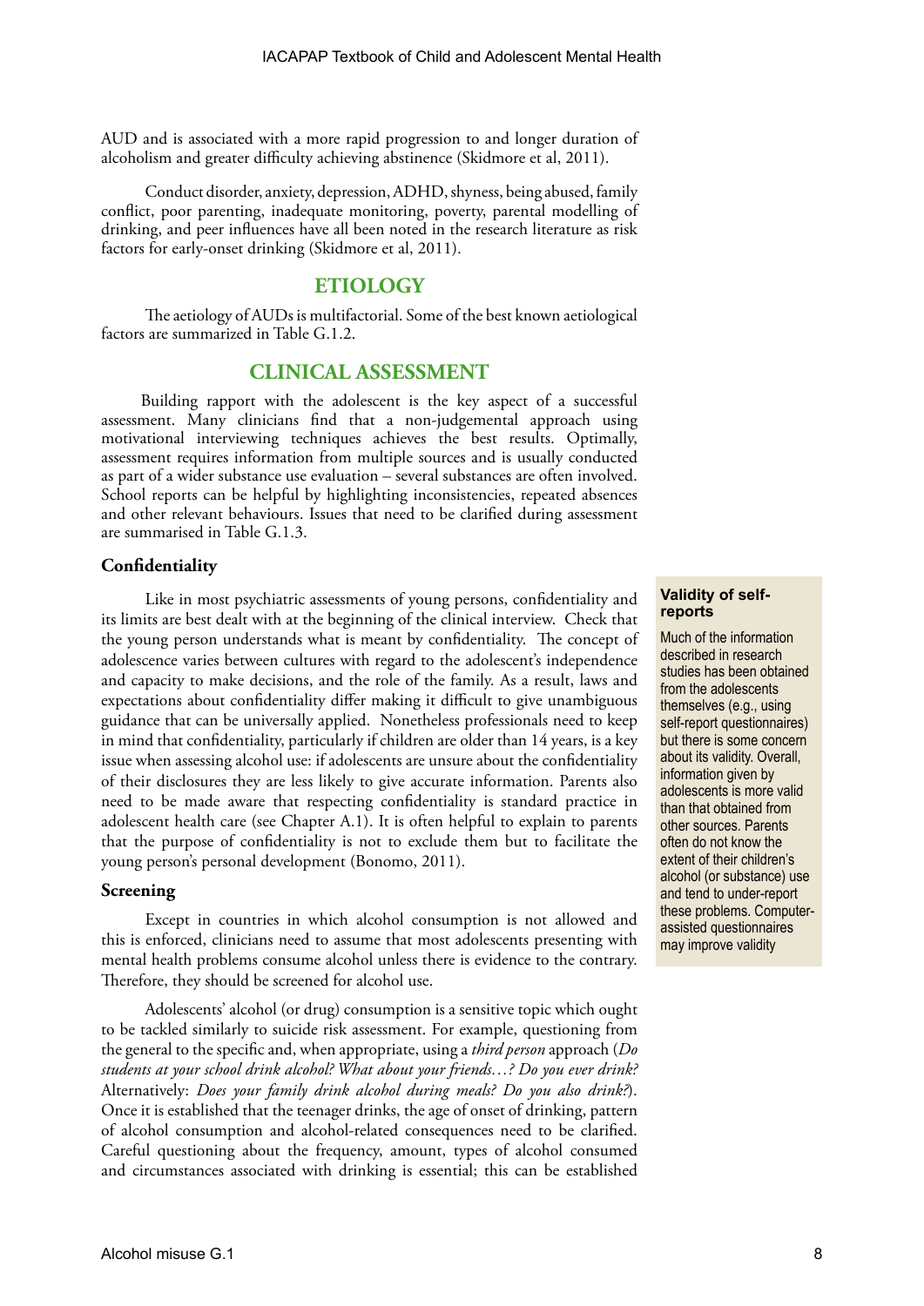AUD and is associated with a more rapid progression to and longer duration of alcoholism and greater difficulty achieving abstinence (Skidmore et al, 2011).

Conduct disorder, anxiety, depression, ADHD, shyness, being abused, family conflict, poor parenting, inadequate monitoring, poverty, parental modelling of drinking, and peer influences have all been noted in the research literature as risk factors for early-onset drinking (Skidmore et al, 2011).

## ETIOLOGY

The aetiology of AUDs is multifactorial. Some of the best known aetiological factors are summarized in Table G.1.2.

## CLINICAL ASSESSMENT

Building rapport with the adolescent is the key aspect of a successful assessment. Many clinicians find that a non-judgemental approach using motivational interviewing techniques achieves the best results. Optimally, assessment requires information from multiple sources and is usually conducted as part of a wider substance use evaluation – several substances are often involved. School reports can be helpful by highlighting inconsistencies, repeated absences and other relevant behaviours. Issues that need to be clarified during assessment are summarised in Table G.1.3.

### Confidentiality

Like in most psychiatric assessments of young persons, confidentiality and its limits are best dealt with at the beginning of the clinical interview. Check that the young person understands what is meant by confidentiality. The concept of adolescence varies between cultures with regard to the adolescent's independence and capacity to make decisions, and the role of the family. As a result, laws and expectations about confidentiality differ making it difficult to give unambiguous guidance that can be universally applied. Nonetheless professionals need to keep in mind that confidentiality, particularly if children are older than 14 years, is a key issue when assessing alcohol use: if adolescents are unsure about the confidentiality of their disclosures they are less likely to give accurate information. Parents also need to be made aware that respecting confidentiality is standard practice in adolescent health care (see Chapter A.1). It is often helpful to explain to parents that the purpose of confidentiality is not to exclude them but to facilitate the young person's personal development (Bonomo, 2011).

> **Validity of self-reports**
>
> Much of the information described in research studies has been obtained from the adolescents themselves (e.g., using self-report questionnaires) but there is some concern about its validity. Overall, information given by adolescents is more valid than that obtained from other sources. Parents often do not know the extent of their children's alcohol (or substance) use and tend to under-report these problems. Computer-assisted questionnaires may improve validity

### Screening

Except in countries in which alcohol consumption is not allowed and this is enforced, clinicians need to assume that most adolescents presenting with mental health problems consume alcohol unless there is evidence to the contrary. Therefore, they should be screened for alcohol use.

Adolescents' alcohol (or drug) consumption is a sensitive topic which ought to be tackled similarly to suicide risk assessment. For example, questioning from the general to the specific and, when appropriate, using a *third person* approach (*Do students at your school drink alcohol? What about your friends…? Do you ever drink?* Alternatively: *Does your family drink alcohol during meals? Do you also drink?*). Once it is established that the teenager drinks, the age of onset of drinking, pattern of alcohol consumption and alcohol-related consequences need to be clarified. Careful questioning about the frequency, amount, types of alcohol consumed and circumstances associated with drinking is essential; this can be established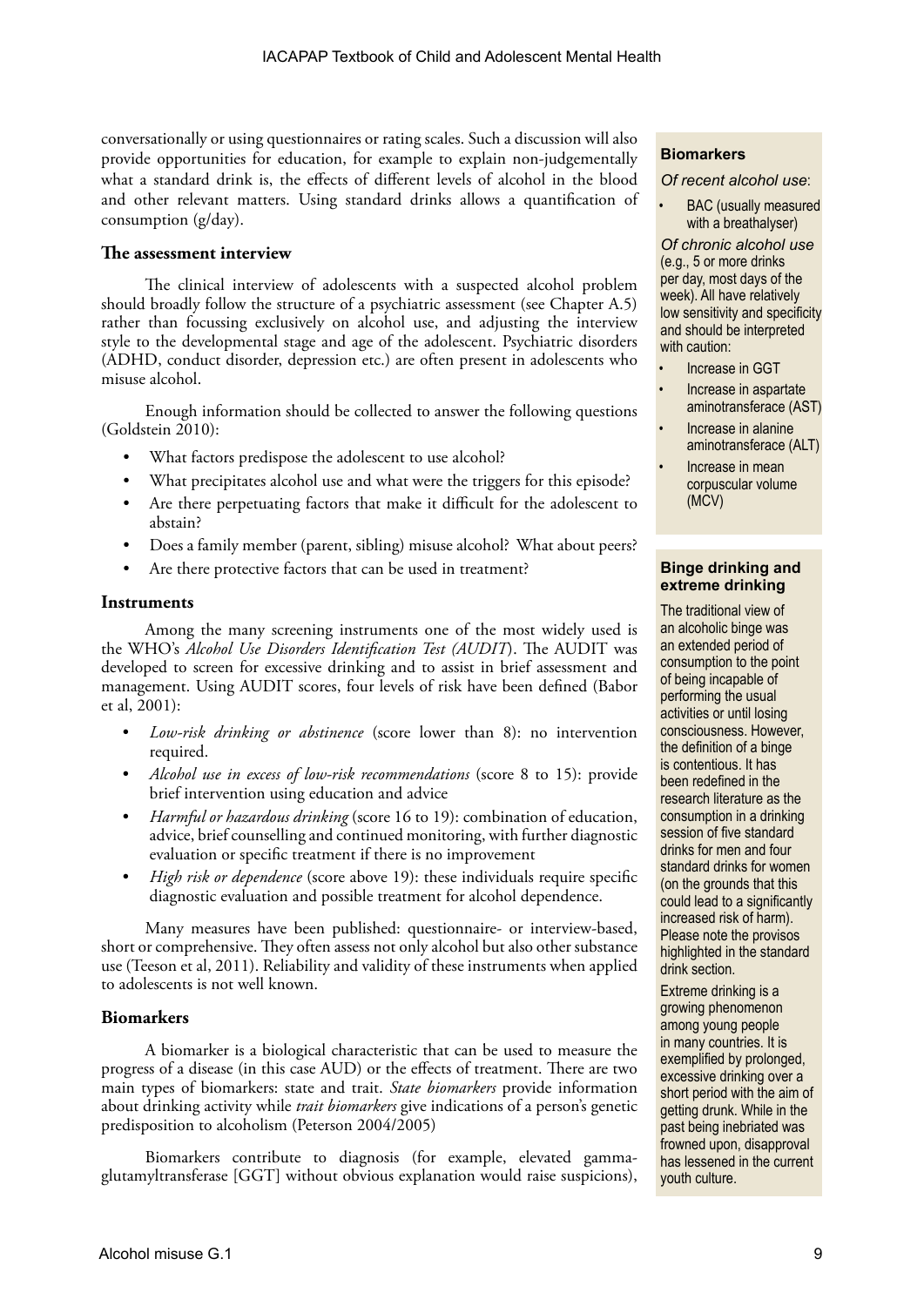conversationally or using questionnaires or rating scales. Such a discussion will also provide opportunities for education, for example to explain non-judgementally what a standard drink is, the effects of different levels of alcohol in the blood and other relevant matters. Using standard drinks allows a quantification of consumption (g/day).

### The assessment interview

The clinical interview of adolescents with a suspected alcohol problem should broadly follow the structure of a psychiatric assessment (see Chapter A.5) rather than focussing exclusively on alcohol use, and adjusting the interview style to the developmental stage and age of the adolescent. Psychiatric disorders (ADHD, conduct disorder, depression etc.) are often present in adolescents who misuse alcohol.

Enough information should be collected to answer the following questions (Goldstein 2010):

- What factors predispose the adolescent to use alcohol?
- What precipitates alcohol use and what were the triggers for this episode?
- Are there perpetuating factors that make it difficult for the adolescent to abstain?
- Does a family member (parent, sibling) misuse alcohol? What about peers?
- Are there protective factors that can be used in treatment?

### Instruments

Among the many screening instruments one of the most widely used is the WHO's *Alcohol Use Disorders Identification Test (AUDIT*). The AUDIT was developed to screen for excessive drinking and to assist in brief assessment and management. Using AUDIT scores, four levels of risk have been defined (Babor et al, 2001):

- *Low-risk drinking or abstinence* (score lower than 8): no intervention required.
- *Alcohol use in excess of low-risk recommendations* (score 8 to 15): provide brief intervention using education and advice
- *Harmful or hazardous drinking* (score 16 to 19): combination of education, advice, brief counselling and continued monitoring, with further diagnostic evaluation or specific treatment if there is no improvement
- *High risk or dependence* (score above 19): these individuals require specific diagnostic evaluation and possible treatment for alcohol dependence.

Many measures have been published: questionnaire- or interview-based, short or comprehensive. They often assess not only alcohol but also other substance use (Teeson et al, 2011). Reliability and validity of these instruments when applied to adolescents is not well known.

### Biomarkers

A biomarker is a biological characteristic that can be used to measure the progress of a disease (in this case AUD) or the effects of treatment. There are two main types of biomarkers: state and trait. *State biomarkers* provide information about drinking activity while *trait biomarkers* give indications of a person's genetic predisposition to alcoholism (Peterson 2004/2005)

Biomarkers contribute to diagnosis (for example, elevated gamma-glutamyltransferase [GGT] without obvious explanation would raise suspicions),

**Biomarkers**

*Of recent alcohol use*:

- BAC (usually measured with a breathalyser)

*Of chronic alcohol use* (e.g., 5 or more drinks per day, most days of the week). All have relatively low sensitivity and specificity and should be interpreted with caution:

- Increase in GGT
- Increase in aspartate aminotransferace (AST)
- Increase in alanine aminotransferace (ALT)
- Increase in mean corpuscular volume (MCV)

**Binge drinking and extreme drinking**

The traditional view of an alcoholic binge was an extended period of consumption to the point of being incapable of performing the usual activities or until losing consciousness. However, the definition of a binge is contentious. It has been redefined in the research literature as the consumption in a drinking session of five standard drinks for men and four standard drinks for women (on the grounds that this could lead to a significantly increased risk of harm). Please note the provisos highlighted in the standard drink section.

Extreme drinking is a growing phenomenon among young people in many countries. It is exemplified by prolonged, excessive drinking over a short period with the aim of getting drunk. While in the past being inebriated was frowned upon, disapproval has lessened in the current youth culture.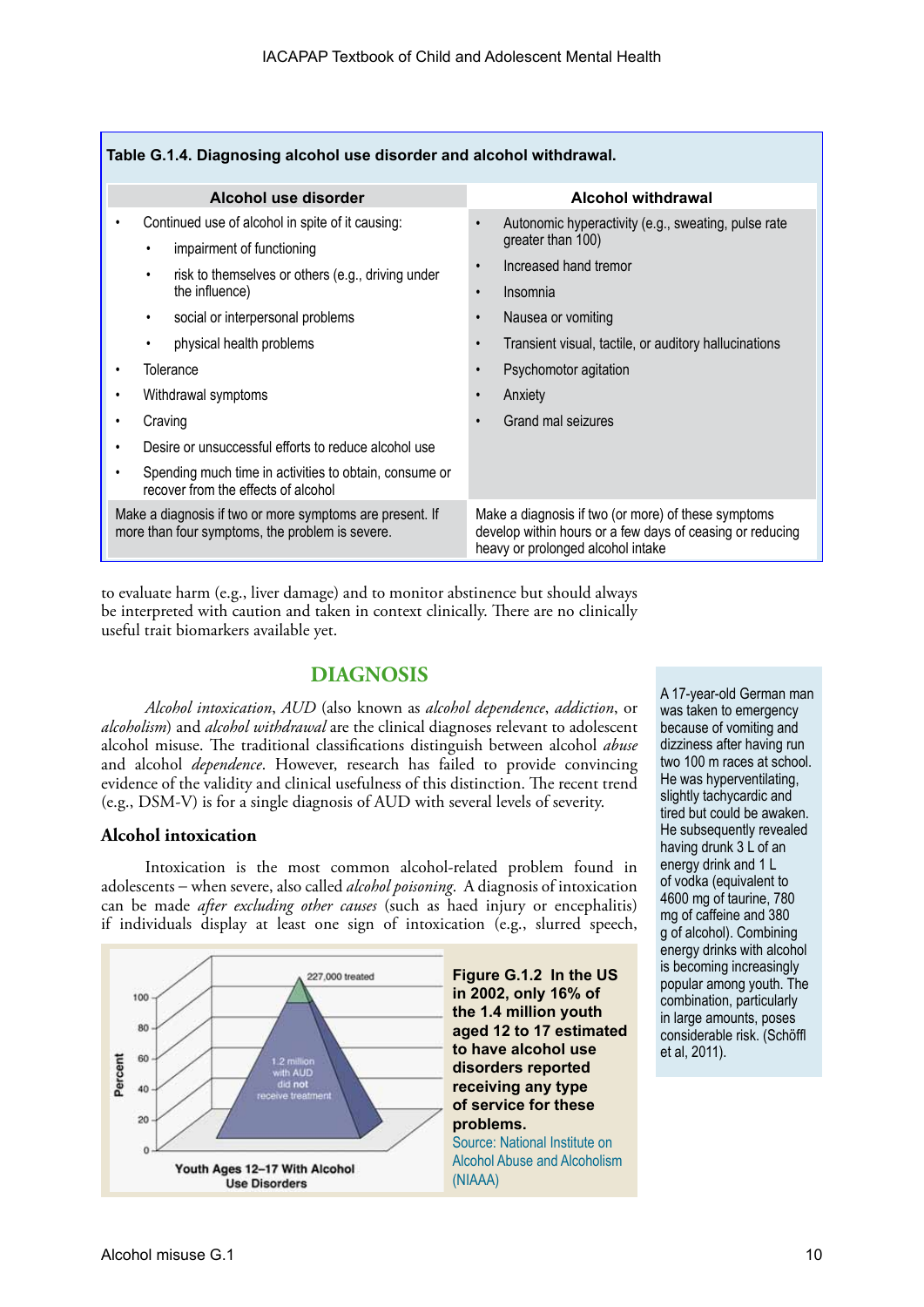**Table G.1.4. Diagnosing alcohol use disorder and alcohol withdrawal.**

| Alcohol use disorder | Alcohol withdrawal |
|---|---|
| • Continued use of alcohol in spite of it causing:<br>  ◦ impairment of functioning<br>  ◦ risk to themselves or others (e.g., driving under the influence)<br>  ◦ social or interpersonal problems<br>  ◦ physical health problems<br>• Tolerance<br>• Withdrawal symptoms<br>• Craving<br>• Desire or unsuccessful efforts to reduce alcohol use<br>• Spending much time in activities to obtain, consume or recover from the effects of alcohol | • Autonomic hyperactivity (e.g., sweating, pulse rate greater than 100)<br>• Increased hand tremor<br>• Insomnia<br>• Nausea or vomiting<br>• Transient visual, tactile, or auditory hallucinations<br>• Psychomotor agitation<br>• Anxiety<br>• Grand mal seizures |
| Make a diagnosis if two or more symptoms are present. If more than four symptoms, the problem is severe. | Make a diagnosis if two (or more) of these symptoms develop within hours or a few days of ceasing or reducing heavy or prolonged alcohol intake |

to evaluate harm (e.g., liver damage) and to monitor abstinence but should always be interpreted with caution and taken in context clinically. There are no clinically useful trait biomarkers available yet.

## DIAGNOSIS

*Alcohol intoxication*, *AUD* (also known as *alcohol dependence*, *addiction*, or *alcoholism*) and *alcohol withdrawal* are the clinical diagnoses relevant to adolescent alcohol misuse. The traditional classifications distinguish between alcohol *abuse* and alcohol *dependence*. However, research has failed to provide convincing evidence of the validity and clinical usefulness of this distinction. The recent trend (e.g., DSM-V) is for a single diagnosis of AUD with several levels of severity.

### Alcohol intoxication

Intoxication is the most common alcohol-related problem found in adolescents – when severe, also called *alcohol poisoning*. A diagnosis of intoxication can be made *after excluding other causes* (such as haed injury or encephalitis) if individuals display at least one sign of intoxication (e.g., slurred speech,

A 17-year-old German man was taken to emergency because of vomiting and dizziness after having run two 100 m races at school. He was hyperventilating, slightly tachycardic and tired but could be awaken. He subsequently revealed having drunk 3 L of an energy drink and 1 L of vodka (equivalent to 4600 mg of taurine, 780 mg of caffeine and 380 g of alcohol). Combining energy drinks with alcohol is becoming increasingly popular among youth. The combination, particularly in large amounts, poses considerable risk. (Schöffl et al, 2011).

**Figure G.1.2 In the US in 2002, only 16% of the 1.4 million youth aged 12 to 17 estimated to have alcohol use disorders reported receiving any type of service for these problems.**
Source: National Institute on Alcohol Abuse and Alcoholism (NIAAA)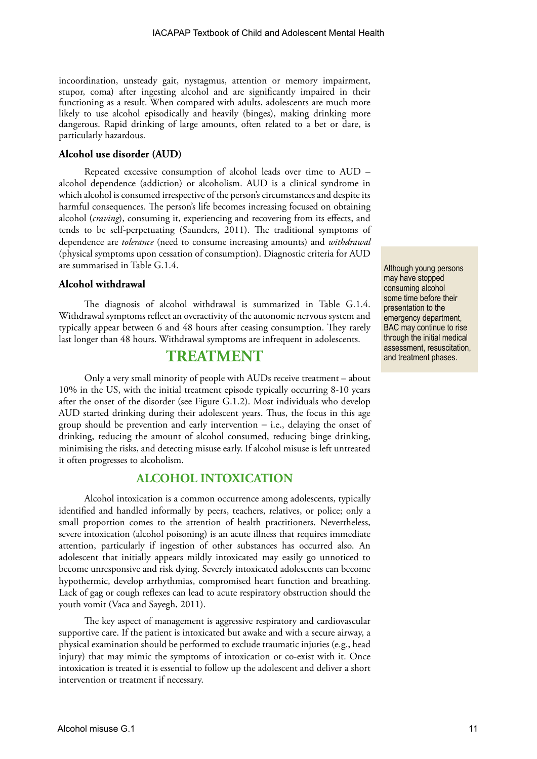incoordination, unsteady gait, nystagmus, attention or memory impairment, stupor, coma) after ingesting alcohol and are significantly impaired in their functioning as a result. When compared with adults, adolescents are much more likely to use alcohol episodically and heavily (binges), making drinking more dangerous. Rapid drinking of large amounts, often related to a bet or dare, is particularly hazardous.

### Alcohol use disorder (AUD)

Repeated excessive consumption of alcohol leads over time to AUD – alcohol dependence (addiction) or alcoholism. AUD is a clinical syndrome in which alcohol is consumed irrespective of the person's circumstances and despite its harmful consequences. The person's life becomes increasing focused on obtaining alcohol (*craving*), consuming it, experiencing and recovering from its effects, and tends to be self-perpetuating (Saunders, 2011). The traditional symptoms of dependence are *tolerance* (need to consume increasing amounts) and *withdrawal* (physical symptoms upon cessation of consumption). Diagnostic criteria for AUD are summarised in Table G.1.4.

### Alcohol withdrawal

The diagnosis of alcohol withdrawal is summarized in Table G.1.4. Withdrawal symptoms reflect an overactivity of the autonomic nervous system and typically appear between 6 and 48 hours after ceasing consumption. They rarely last longer than 48 hours. Withdrawal symptoms are infrequent in adolescents.

> Although young persons may have stopped consuming alcohol some time before their presentation to the emergency department, BAC may continue to rise through the initial medical assessment, resuscitation, and treatment phases.

# TREATMENT

Only a very small minority of people with AUDs receive treatment – about 10% in the US, with the initial treatment episode typically occurring 8-10 years after the onset of the disorder (see Figure G.1.2). Most individuals who develop AUD started drinking during their adolescent years. Thus, the focus in this age group should be prevention and early intervention – i.e., delaying the onset of drinking, reducing the amount of alcohol consumed, reducing binge drinking, minimising the risks, and detecting misuse early. If alcohol misuse is left untreated it often progresses to alcoholism.

## ALCOHOL INTOXICATION

Alcohol intoxication is a common occurrence among adolescents, typically identified and handled informally by peers, teachers, relatives, or police; only a small proportion comes to the attention of health practitioners. Nevertheless, severe intoxication (alcohol poisoning) is an acute illness that requires immediate attention, particularly if ingestion of other substances has occurred also. An adolescent that initially appears mildly intoxicated may easily go unnoticed to become unresponsive and risk dying. Severely intoxicated adolescents can become hypothermic, develop arrhythmias, compromised heart function and breathing. Lack of gag or cough reflexes can lead to acute respiratory obstruction should the youth vomit (Vaca and Sayegh, 2011).

The key aspect of management is aggressive respiratory and cardiovascular supportive care. If the patient is intoxicated but awake and with a secure airway, a physical examination should be performed to exclude traumatic injuries (e.g., head injury) that may mimic the symptoms of intoxication or co-exist with it. Once intoxication is treated it is essential to follow up the adolescent and deliver a short intervention or treatment if necessary.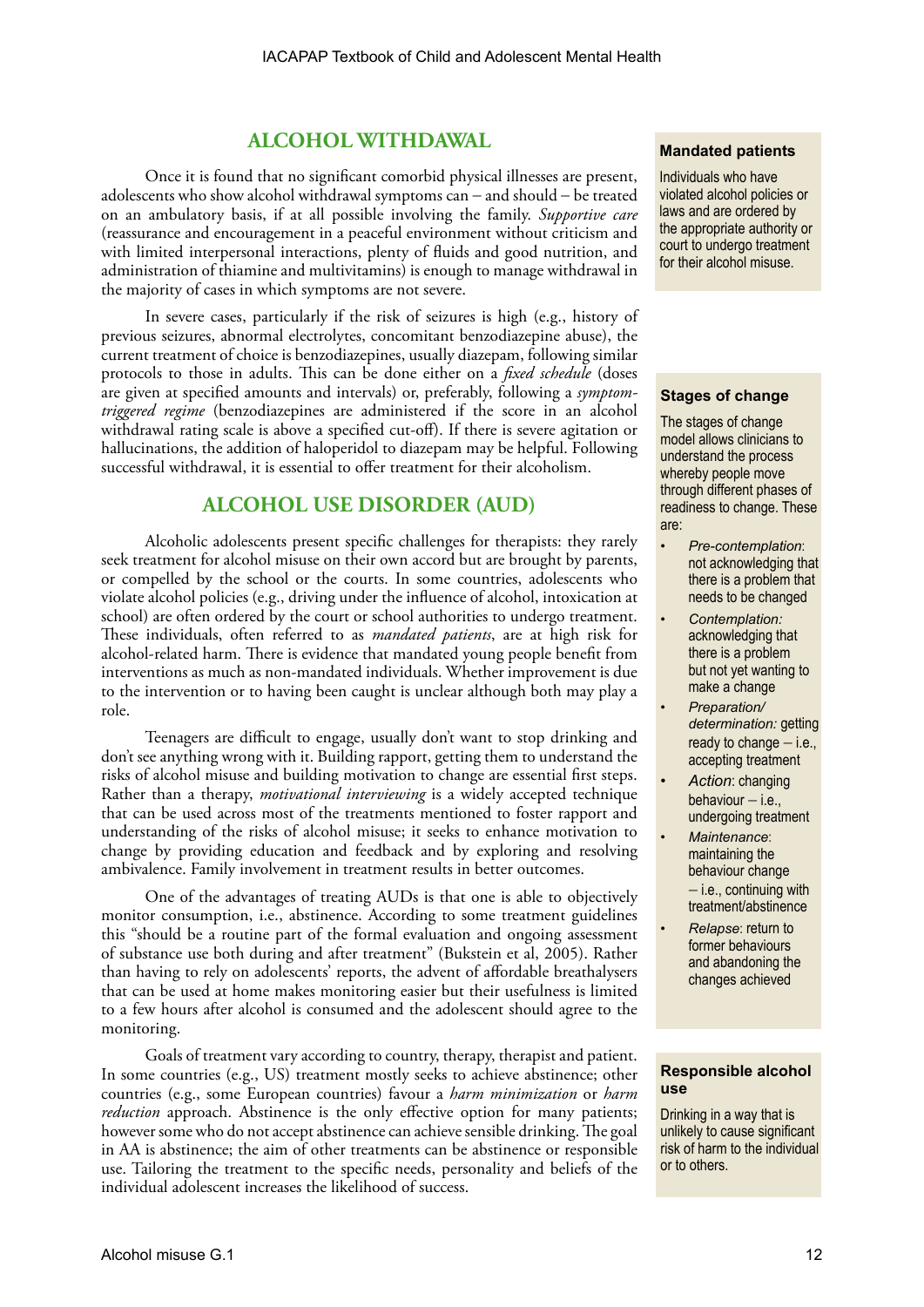## ALCOHOL WITHDAWAL

Once it is found that no significant comorbid physical illnesses are present, adolescents who show alcohol withdrawal symptoms can – and should – be treated on an ambulatory basis, if at all possible involving the family. *Supportive care* (reassurance and encouragement in a peaceful environment without criticism and with limited interpersonal interactions, plenty of fluids and good nutrition, and administration of thiamine and multivitamins) is enough to manage withdrawal in the majority of cases in which symptoms are not severe.

In severe cases, particularly if the risk of seizures is high (e.g., history of previous seizures, abnormal electrolytes, concomitant benzodiazepine abuse), the current treatment of choice is benzodiazepines, usually diazepam, following similar protocols to those in adults. This can be done either on a *fixed schedule* (doses are given at specified amounts and intervals) or, preferably, following a *symptom-triggered regime* (benzodiazepines are administered if the score in an alcohol withdrawal rating scale is above a specified cut-off). If there is severe agitation or hallucinations, the addition of haloperidol to diazepam may be helpful. Following successful withdrawal, it is essential to offer treatment for their alcoholism.

## ALCOHOL USE DISORDER (AUD)

Alcoholic adolescents present specific challenges for therapists: they rarely seek treatment for alcohol misuse on their own accord but are brought by parents, or compelled by the school or the courts. In some countries, adolescents who violate alcohol policies (e.g., driving under the influence of alcohol, intoxication at school) are often ordered by the court or school authorities to undergo treatment. These individuals, often referred to as *mandated patients*, are at high risk for alcohol-related harm. There is evidence that mandated young people benefit from interventions as much as non-mandated individuals. Whether improvement is due to the intervention or to having been caught is unclear although both may play a role.

Teenagers are difficult to engage, usually don't want to stop drinking and don't see anything wrong with it. Building rapport, getting them to understand the risks of alcohol misuse and building motivation to change are essential first steps. Rather than a therapy, *motivational interviewing* is a widely accepted technique that can be used across most of the treatments mentioned to foster rapport and understanding of the risks of alcohol misuse; it seeks to enhance motivation to change by providing education and feedback and by exploring and resolving ambivalence. Family involvement in treatment results in better outcomes.

One of the advantages of treating AUDs is that one is able to objectively monitor consumption, i.e., abstinence. According to some treatment guidelines this "should be a routine part of the formal evaluation and ongoing assessment of substance use both during and after treatment" (Bukstein et al, 2005). Rather than having to rely on adolescents' reports, the advent of affordable breathalysers that can be used at home makes monitoring easier but their usefulness is limited to a few hours after alcohol is consumed and the adolescent should agree to the monitoring.

Goals of treatment vary according to country, therapy, therapist and patient. In some countries (e.g., US) treatment mostly seeks to achieve abstinence; other countries (e.g., some European countries) favour a *harm minimization* or *harm reduction* approach. Abstinence is the only effective option for many patients; however some who do not accept abstinence can achieve sensible drinking. The goal in AA is abstinence; the aim of other treatments can be abstinence or responsible use. Tailoring the treatment to the specific needs, personality and beliefs of the individual adolescent increases the likelihood of success.

**Mandated patients**

Individuals who have violated alcohol policies or laws and are ordered by the appropriate authority or court to undergo treatment for their alcohol misuse.

**Stages of change**

The stages of change model allows clinicians to understand the process whereby people move through different phases of readiness to change. These are:

- *Pre-contemplation*: not acknowledging that there is a problem that needs to be changed
- *Contemplation:* acknowledging that there is a problem but not yet wanting to make a change
- *Preparation/ determination:* getting ready to change – i.e., accepting treatment
- *Action*: changing behaviour – i.e., undergoing treatment
- *Maintenance*: maintaining the behaviour change – i.e., continuing with treatment/abstinence
- *Relapse*: return to former behaviours and abandoning the changes achieved

**Responsible alcohol use**

Drinking in a way that is unlikely to cause significant risk of harm to the individual or to others.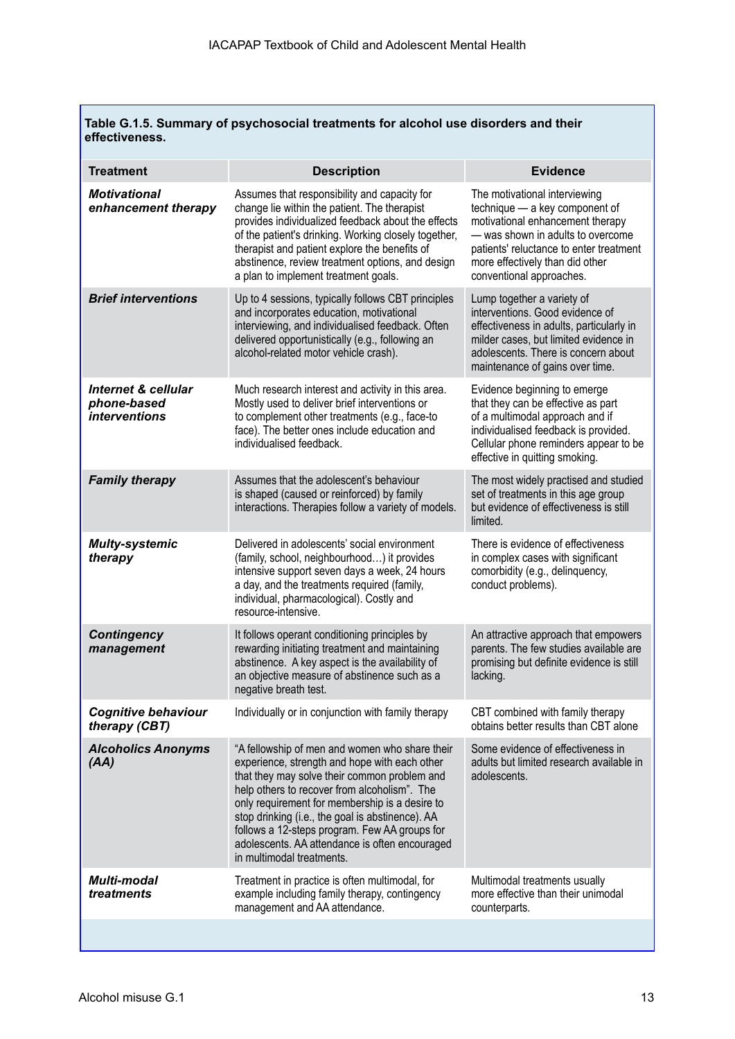**Table G.1.5. Summary of psychosocial treatments for alcohol use disorders and their effectiveness.**

| Treatment | Description | Evidence |
|---|---|---|
| ***Motivational enhancement therapy*** | Assumes that responsibility and capacity for change lie within the patient. The therapist provides individualized feedback about the effects of the patient's drinking. Working closely together, therapist and patient explore the benefits of abstinence, review treatment options, and design a plan to implement treatment goals. | The motivational interviewing technique — a key component of motivational enhancement therapy — was shown in adults to overcome patients' reluctance to enter treatment more effectively than did other conventional approaches. |
| ***Brief interventions*** | Up to 4 sessions, typically follows CBT principles and incorporates education, motivational interviewing, and individualised feedback. Often delivered opportunistically (e.g., following an alcohol-related motor vehicle crash). | Lump together a variety of interventions. Good evidence of effectiveness in adults, particularly in milder cases, but limited evidence in adolescents. There is concern about maintenance of gains over time. |
| ***Internet & cellular phone-based interventions*** | Much research interest and activity in this area. Mostly used to deliver brief interventions or to complement other treatments (e.g., face-to face). The better ones include education and individualised feedback. | Evidence beginning to emerge that they can be effective as part of a multimodal approach and if individualised feedback is provided. Cellular phone reminders appear to be effective in quitting smoking. |
| ***Family therapy*** | Assumes that the adolescent's behaviour is shaped (caused or reinforced) by family interactions. Therapies follow a variety of models. | The most widely practised and studied set of treatments in this age group but evidence of effectiveness is still limited. |
| ***Multy-systemic therapy*** | Delivered in adolescents' social environment (family, school, neighbourhood…) it provides intensive support seven days a week, 24 hours a day, and the treatments required (family, individual, pharmacological). Costly and resource-intensive. | There is evidence of effectiveness in complex cases with significant comorbidity (e.g., delinquency, conduct problems). |
| ***Contingency management*** | It follows operant conditioning principles by rewarding initiating treatment and maintaining abstinence. A key aspect is the availability of an objective measure of abstinence such as a negative breath test. | An attractive approach that empowers parents. The few studies available are promising but definite evidence is still lacking. |
| ***Cognitive behaviour therapy (CBT)*** | Individually or in conjunction with family therapy | CBT combined with family therapy obtains better results than CBT alone |
| ***Alcoholics Anonyms (AA)*** | "A fellowship of men and women who share their experience, strength and hope with each other that they may solve their common problem and help others to recover from alcoholism". The only requirement for membership is a desire to stop drinking (i.e., the goal is abstinence). AA follows a 12-steps program. Few AA groups for adolescents. AA attendance is often encouraged in multimodal treatments. | Some evidence of effectiveness in adults but limited research available in adolescents. |
| ***Multi-modal treatments*** | Treatment in practice is often multimodal, for example including family therapy, contingency management and AA attendance. | Multimodal treatments usually more effective than their unimodal counterparts. |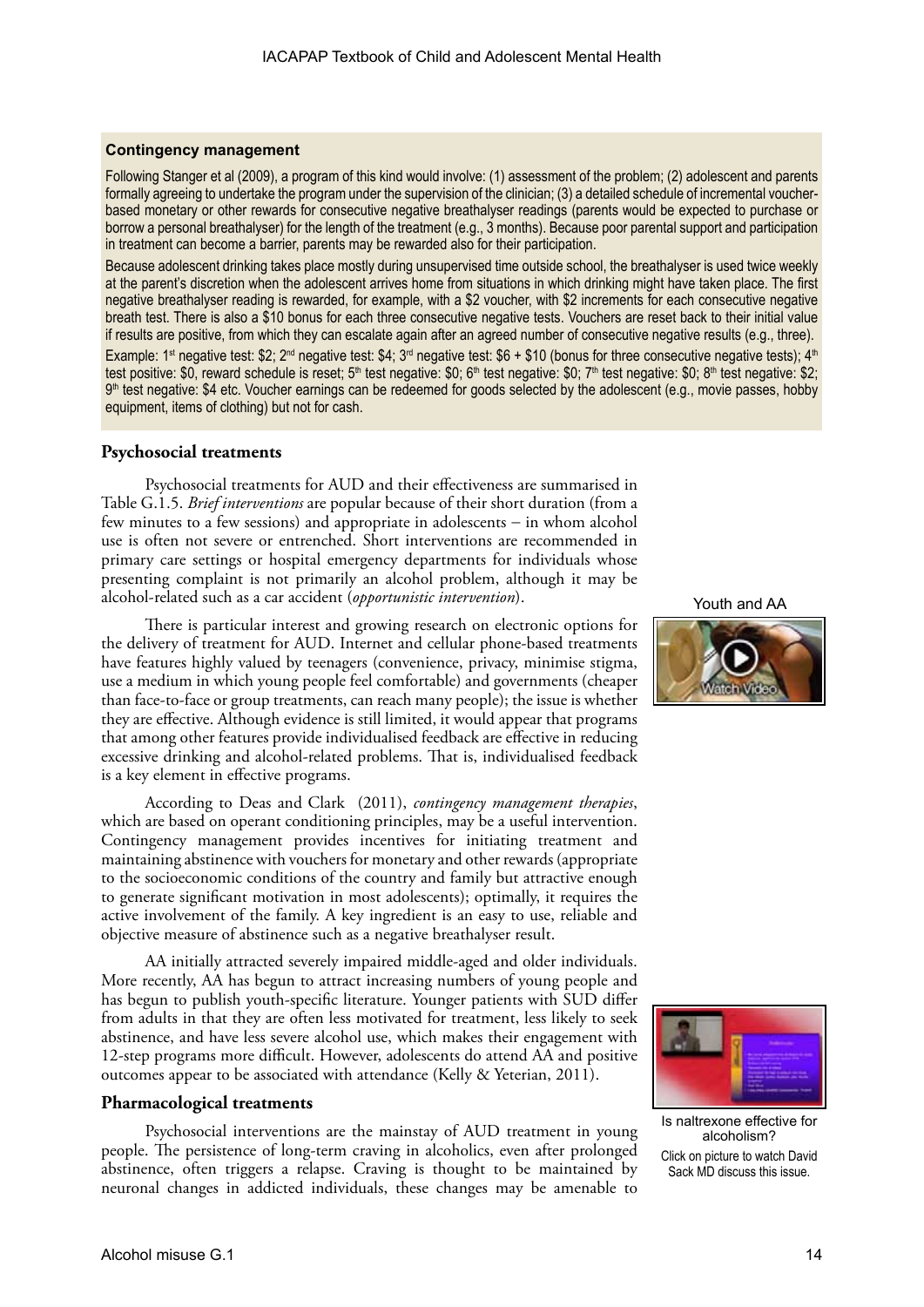**Contingency management**

Following Stanger et al (2009), a program of this kind would involve: (1) assessment of the problem; (2) adolescent and parents formally agreeing to undertake the program under the supervision of the clinician; (3) a detailed schedule of incremental voucher-based monetary or other rewards for consecutive negative breathalyser readings (parents would be expected to purchase or borrow a personal breathalyser) for the length of the treatment (e.g., 3 months). Because poor parental support and participation in treatment can become a barrier, parents may be rewarded also for their participation.

Because adolescent drinking takes place mostly during unsupervised time outside school, the breathalyser is used twice weekly at the parent's discretion when the adolescent arrives home from situations in which drinking might have taken place. The first negative breathalyser reading is rewarded, for example, with a $2 voucher, with $2 increments for each consecutive negative breath test. There is also a $10 bonus for each three consecutive negative tests. Vouchers are reset back to their initial value if results are positive, from which they can escalate again after an agreed number of consecutive negative results (e.g., three).

Example: 1st negative test: $2; 2nd negative test: $4; 3rd negative test: $6 + $10 (bonus for three consecutive negative tests); 4th test positive: $0, reward schedule is reset; 5th test negative: $0; 6th test negative: $0; 7th test negative: $0; 8th test negative: $2; 9th test negative: $4 etc. Voucher earnings can be redeemed for goods selected by the adolescent (e.g., movie passes, hobby equipment, items of clothing) but not for cash.

### Psychosocial treatments

Psychosocial treatments for AUD and their effectiveness are summarised in Table G.1.5. *Brief interventions* are popular because of their short duration (from a few minutes to a few sessions) and appropriate in adolescents – in whom alcohol use is often not severe or entrenched. Short interventions are recommended in primary care settings or hospital emergency departments for individuals whose presenting complaint is not primarily an alcohol problem, although it may be alcohol-related such as a car accident (*opportunistic intervention*).

Youth and AA

There is particular interest and growing research on electronic options for the delivery of treatment for AUD. Internet and cellular phone-based treatments have features highly valued by teenagers (convenience, privacy, minimise stigma, use a medium in which young people feel comfortable) and governments (cheaper than face-to-face or group treatments, can reach many people); the issue is whether they are effective. Although evidence is still limited, it would appear that programs that among other features provide individualised feedback are effective in reducing excessive drinking and alcohol-related problems. That is, individualised feedback is a key element in effective programs.

According to Deas and Clark (2011), *contingency management therapies*, which are based on operant conditioning principles, may be a useful intervention. Contingency management provides incentives for initiating treatment and maintaining abstinence with vouchers for monetary and other rewards (appropriate to the socioeconomic conditions of the country and family but attractive enough to generate significant motivation in most adolescents); optimally, it requires the active involvement of the family. A key ingredient is an easy to use, reliable and objective measure of abstinence such as a negative breathalyser result.

AA initially attracted severely impaired middle-aged and older individuals. More recently, AA has begun to attract increasing numbers of young people and has begun to publish youth-specific literature. Younger patients with SUD differ from adults in that they are often less motivated for treatment, less likely to seek abstinence, and have less severe alcohol use, which makes their engagement with 12-step programs more difficult. However, adolescents do attend AA and positive outcomes appear to be associated with attendance (Kelly & Yeterian, 2011).

Is naltrexone effective for alcoholism?

Click on picture to watch David Sack MD discuss this issue.

### Pharmacological treatments

Psychosocial interventions are the mainstay of AUD treatment in young people. The persistence of long-term craving in alcoholics, even after prolonged abstinence, often triggers a relapse. Craving is thought to be maintained by neuronal changes in addicted individuals, these changes may be amenable to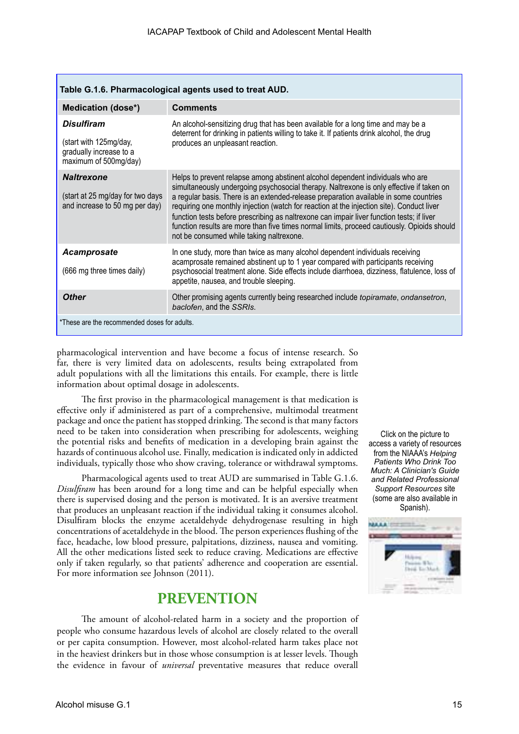**Table G.1.6. Pharmacological agents used to treat AUD.**

| Medication (dose*) | Comments |
|---|---|
| ***Disulfiram*** (start with 125mg/day, gradually increase to a maximum of 500mg/day) | An alcohol-sensitizing drug that has been available for a long time and may be a deterrent for drinking in patients willing to take it. If patients drink alcohol, the drug produces an unpleasant reaction. |
| ***Naltrexone*** (start at 25 mg/day for two days and increase to 50 mg per day) | Helps to prevent relapse among abstinent alcohol dependent individuals who are simultaneously undergoing psychosocial therapy. Naltrexone is only effective if taken on a regular basis. There is an extended-release preparation available in some countries requiring one monthly injection (watch for reaction at the injection site). Conduct liver function tests before prescribing as naltrexone can impair liver function tests; if liver function results are more than five times normal limits, proceed cautiously. Opioids should not be consumed while taking naltrexone. |
| ***Acamprosate*** (666 mg three times daily) | In one study, more than twice as many alcohol dependent individuals receiving acamprosate remained abstinent up to 1 year compared with participants receiving psychosocial treatment alone. Side effects include diarrhoea, dizziness, flatulence, loss of appetite, nausea, and trouble sleeping. |
| ***Other*** | Other promising agents currently being researched include *topiramate*, *ondansetron*, *baclofen*, and the *SSRIs*. |

*These are the recommended doses for adults.

pharmacological intervention and have become a focus of intense research. So far, there is very limited data on adolescents, results being extrapolated from adult populations with all the limitations this entails. For example, there is little information about optimal dosage in adolescents.

The first proviso in the pharmacological management is that medication is effective only if administered as part of a comprehensive, multimodal treatment package and once the patient has stopped drinking. The second is that many factors need to be taken into consideration when prescribing for adolescents, weighing the potential risks and benefits of medication in a developing brain against the hazards of continuous alcohol use. Finally, medication is indicated only in addicted individuals, typically those who show craving, tolerance or withdrawal symptoms.

Pharmacological agents used to treat AUD are summarised in Table G.1.6. *Disulfiram* has been around for a long time and can be helpful especially when there is supervised dosing and the person is motivated. It is an aversive treatment that produces an unpleasant reaction if the individual taking it consumes alcohol. Disulfiram blocks the enzyme acetaldehyde dehydrogenase resulting in high concentrations of acetaldehyde in the blood. The person experiences flushing of the face, headache, low blood pressure, palpitations, dizziness, nausea and vomiting. All the other medications listed seek to reduce craving. Medications are effective only if taken regularly, so that patients' adherence and cooperation are essential. For more information see Johnson (2011).

Click on the picture to access a variety of resources from the NIAAA's *Helping Patients Who Drink Too Much: A Clinician's Guide and Related Professional Support Resources* site (some are also available in Spanish).

## PREVENTION

The amount of alcohol-related harm in a society and the proportion of people who consume hazardous levels of alcohol are closely related to the overall or per capita consumption. However, most alcohol-related harm takes place not in the heaviest drinkers but in those whose consumption is at lesser levels. Though the evidence in favour of *universal* preventative measures that reduce overall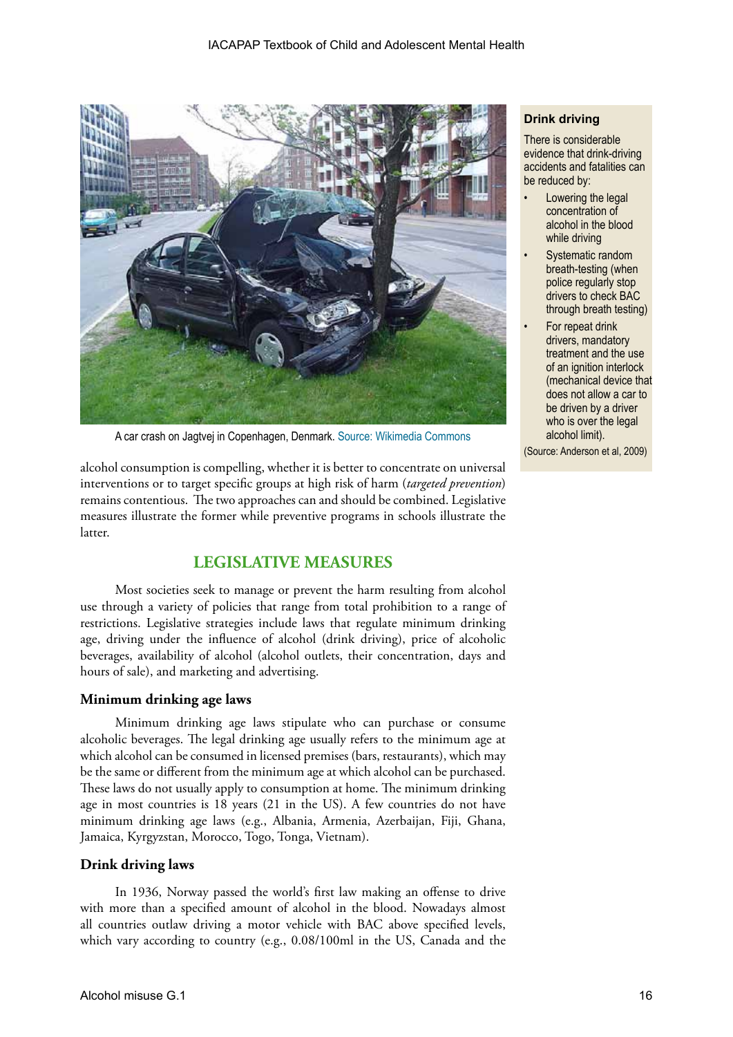A car crash on Jagtvej in Copenhagen, Denmark. Source: Wikimedia Commons

**Drink driving**

There is considerable evidence that drink-driving accidents and fatalities can be reduced by:

- Lowering the legal concentration of alcohol in the blood while driving
- Systematic random breath-testing (when police regularly stop drivers to check BAC through breath testing)
- For repeat drink drivers, mandatory treatment and the use of an ignition interlock (mechanical device that does not allow a car to be driven by a driver who is over the legal alcohol limit).

(Source: Anderson et al, 2009)

alcohol consumption is compelling, whether it is better to concentrate on universal interventions or to target specific groups at high risk of harm (*targeted prevention*) remains contentious. The two approaches can and should be combined. Legislative measures illustrate the former while preventive programs in schools illustrate the latter.

## LEGISLATIVE MEASURES

Most societies seek to manage or prevent the harm resulting from alcohol use through a variety of policies that range from total prohibition to a range of restrictions. Legislative strategies include laws that regulate minimum drinking age, driving under the influence of alcohol (drink driving), price of alcoholic beverages, availability of alcohol (alcohol outlets, their concentration, days and hours of sale), and marketing and advertising.

### Minimum drinking age laws

Minimum drinking age laws stipulate who can purchase or consume alcoholic beverages. The legal drinking age usually refers to the minimum age at which alcohol can be consumed in licensed premises (bars, restaurants), which may be the same or different from the minimum age at which alcohol can be purchased. These laws do not usually apply to consumption at home. The minimum drinking age in most countries is 18 years (21 in the US). A few countries do not have minimum drinking age laws (e.g., Albania, Armenia, Azerbaijan, Fiji, Ghana, Jamaica, Kyrgyzstan, Morocco, Togo, Tonga, Vietnam).

### Drink driving laws

In 1936, Norway passed the world's first law making an offense to drive with more than a specified amount of alcohol in the blood. Nowadays almost all countries outlaw driving a motor vehicle with BAC above specified levels, which vary according to country (e.g., 0.08/100ml in the US, Canada and the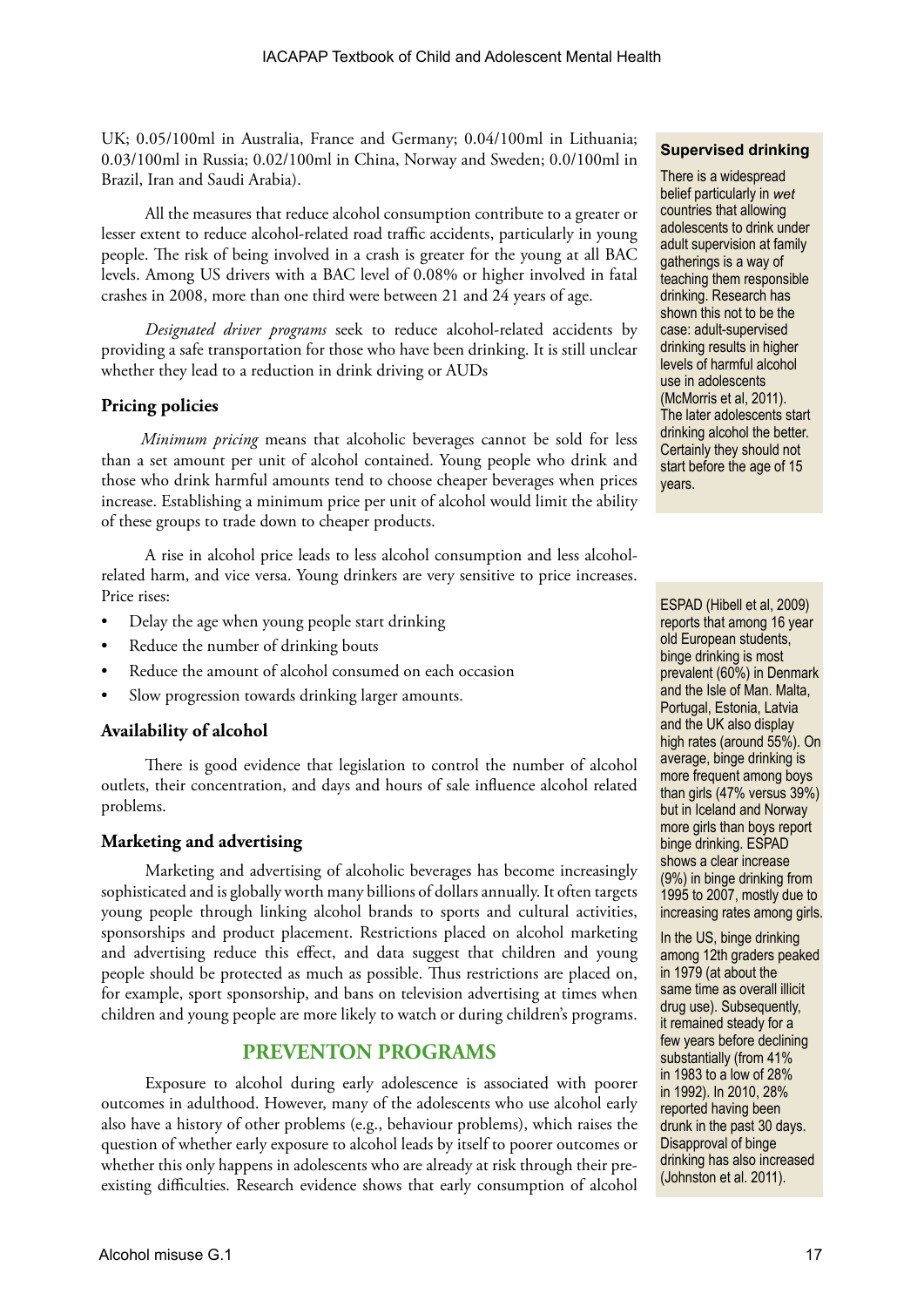UK; 0.05/100ml in Australia, France and Germany; 0.04/100ml in Lithuania; 0.03/100ml in Russia; 0.02/100ml in China, Norway and Sweden; 0.0/100ml in Brazil, Iran and Saudi Arabia).

All the measures that reduce alcohol consumption contribute to a greater or lesser extent to reduce alcohol-related road traffic accidents, particularly in young people. The risk of being involved in a crash is greater for the young at all BAC levels. Among US drivers with a BAC level of 0.08% or higher involved in fatal crashes in 2008, more than one third were between 21 and 24 years of age.

*Designated driver programs* seek to reduce alcohol-related accidents by providing a safe transportation for those who have been drinking. It is still unclear whether they lead to a reduction in drink driving or AUDs

### Pricing policies

*Minimum pricing* means that alcoholic beverages cannot be sold for less than a set amount per unit of alcohol contained. Young people who drink and those who drink harmful amounts tend to choose cheaper beverages when prices increase. Establishing a minimum price per unit of alcohol would limit the ability of these groups to trade down to cheaper products.

A rise in alcohol price leads to less alcohol consumption and less alcohol-related harm, and vice versa. Young drinkers are very sensitive to price increases. Price rises:

- Delay the age when young people start drinking
- Reduce the number of drinking bouts
- Reduce the amount of alcohol consumed on each occasion
- Slow progression towards drinking larger amounts.

### Availability of alcohol

There is good evidence that legislation to control the number of alcohol outlets, their concentration, and days and hours of sale influence alcohol related problems.

### Marketing and advertising

Marketing and advertising of alcoholic beverages has become increasingly sophisticated and is globally worth many billions of dollars annually. It often targets young people through linking alcohol brands to sports and cultural activities, sponsorships and product placement. Restrictions placed on alcohol marketing and advertising reduce this effect, and data suggest that children and young people should be protected as much as possible. Thus restrictions are placed on, for example, sport sponsorship, and bans on television advertising at times when children and young people are more likely to watch or during children's programs.

## PREVENTON PROGRAMS

Exposure to alcohol during early adolescence is associated with poorer outcomes in adulthood. However, many of the adolescents who use alcohol early also have a history of other problems (e.g., behaviour problems), which raises the question of whether early exposure to alcohol leads by itself to poorer outcomes or whether this only happens in adolescents who are already at risk through their pre-existing difficulties. Research evidence shows that early consumption of alcohol

**Supervised drinking**

There is a widespread belief particularly in *wet* countries that allowing adolescents to drink under adult supervision at family gatherings is a way of teaching them responsible drinking. Research has shown this not to be the case: adult-supervised drinking results in higher levels of harmful alcohol use in adolescents (McMorris et al, 2011). The later adolescents start drinking alcohol the better. Certainly they should not start before the age of 15 years.

ESPAD (Hibell et al, 2009) reports that among 16 year old European students, binge drinking is most prevalent (60%) in Denmark and the Isle of Man. Malta, Portugal, Estonia, Latvia and the UK also display high rates (around 55%). On average, binge drinking is more frequent among boys than girls (47% versus 39%) but in Iceland and Norway more girls than boys report binge drinking. ESPAD shows a clear increase (9%) in binge drinking from 1995 to 2007, mostly due to increasing rates among girls.

In the US, binge drinking among 12th graders peaked in 1979 (at about the same time as overall illicit drug use). Subsequently, it remained steady for a few years before declining substantially (from 41% in 1983 to a low of 28% in 1992). In 2010, 28% reported having been drunk in the past 30 days. Disapproval of binge drinking has also increased (Johnston et al. 2011).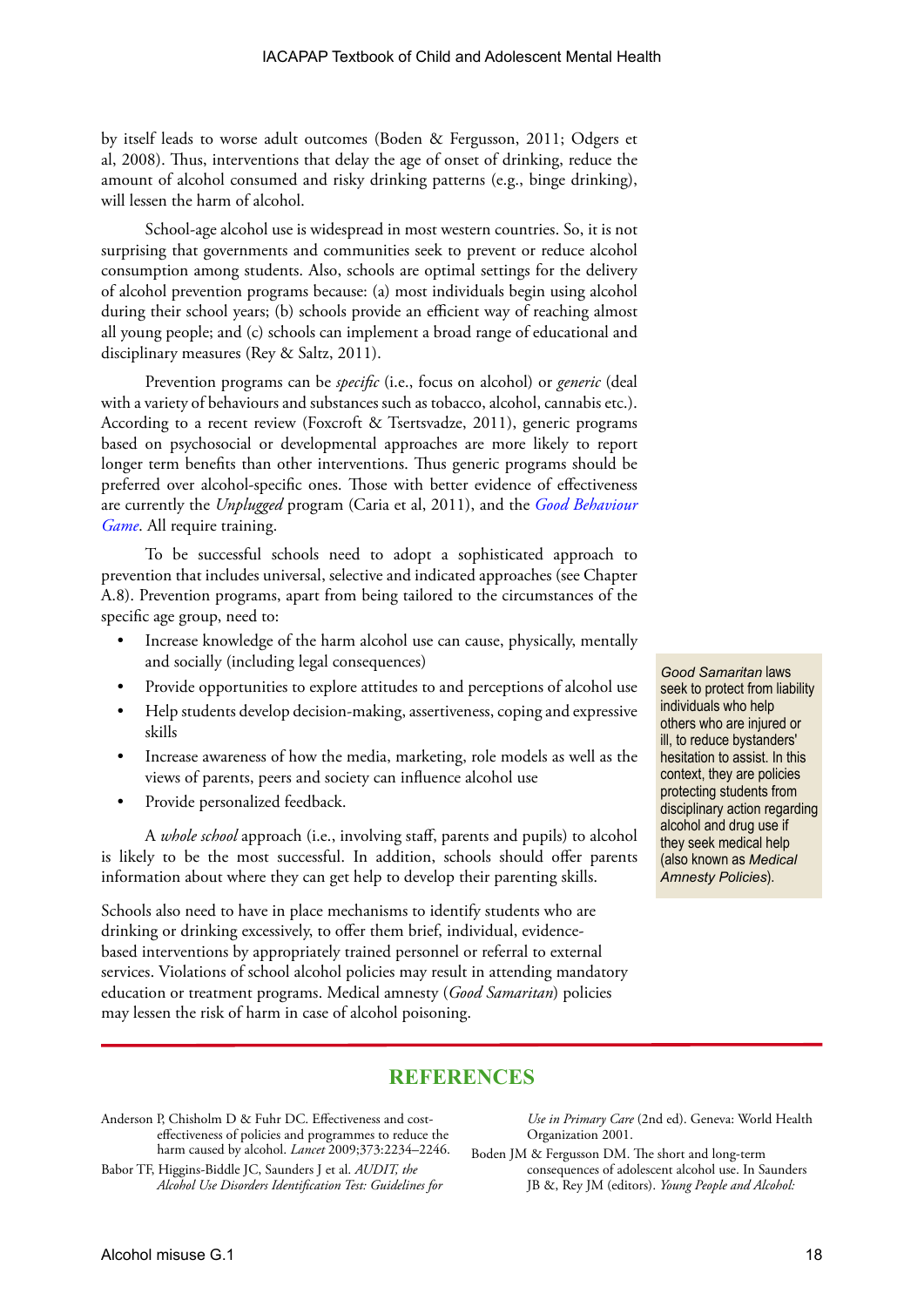by itself leads to worse adult outcomes (Boden & Fergusson, 2011; Odgers et al, 2008). Thus, interventions that delay the age of onset of drinking, reduce the amount of alcohol consumed and risky drinking patterns (e.g., binge drinking), will lessen the harm of alcohol.

School-age alcohol use is widespread in most western countries. So, it is not surprising that governments and communities seek to prevent or reduce alcohol consumption among students. Also, schools are optimal settings for the delivery of alcohol prevention programs because: (a) most individuals begin using alcohol during their school years; (b) schools provide an efficient way of reaching almost all young people; and (c) schools can implement a broad range of educational and disciplinary measures (Rey & Saltz, 2011).

Prevention programs can be *specific* (i.e., focus on alcohol) or *generic* (deal with a variety of behaviours and substances such as tobacco, alcohol, cannabis etc.). According to a recent review (Foxcroft & Tsertsvadze, 2011), generic programs based on psychosocial or developmental approaches are more likely to report longer term benefits than other interventions. Thus generic programs should be preferred over alcohol-specific ones. Those with better evidence of effectiveness are currently the *Unplugged* program (Caria et al, 2011), and the *Good Behaviour Game*. All require training.

To be successful schools need to adopt a sophisticated approach to prevention that includes universal, selective and indicated approaches (see Chapter A.8). Prevention programs, apart from being tailored to the circumstances of the specific age group, need to:

- Increase knowledge of the harm alcohol use can cause, physically, mentally and socially (including legal consequences)
- Provide opportunities to explore attitudes to and perceptions of alcohol use
- Help students develop decision-making, assertiveness, coping and expressive skills
- Increase awareness of how the media, marketing, role models as well as the views of parents, peers and society can influence alcohol use
- Provide personalized feedback.

A *whole school* approach (i.e., involving staff, parents and pupils) to alcohol is likely to be the most successful. In addition, schools should offer parents information about where they can get help to develop their parenting skills.

Schools also need to have in place mechanisms to identify students who are drinking or drinking excessively, to offer them brief, individual, evidence-based interventions by appropriately trained personnel or referral to external services. Violations of school alcohol policies may result in attending mandatory education or treatment programs. Medical amnesty (*Good Samaritan*) policies may lessen the risk of harm in case of alcohol poisoning.

*Good Samaritan* laws seek to protect from liability individuals who help others who are injured or ill, to reduce bystanders' hesitation to assist. In this context, they are policies protecting students from disciplinary action regarding alcohol and drug use if they seek medical help (also known as *Medical Amnesty Policies*).

## REFERENCES

Anderson P, Chisholm D & Fuhr DC. Effectiveness and cost-effectiveness of policies and programmes to reduce the harm caused by alcohol. *Lancet* 2009;373:2234–2246.

Babor TF, Higgins-Biddle JC, Saunders J et al. *AUDIT, the Alcohol Use Disorders Identification Test: Guidelines for Use in Primary Care* (2nd ed). Geneva: World Health Organization 2001.

Boden JM & Fergusson DM. The short and long-term consequences of adolescent alcohol use. In Saunders JB &, Rey JM (editors). *Young People and Alcohol:*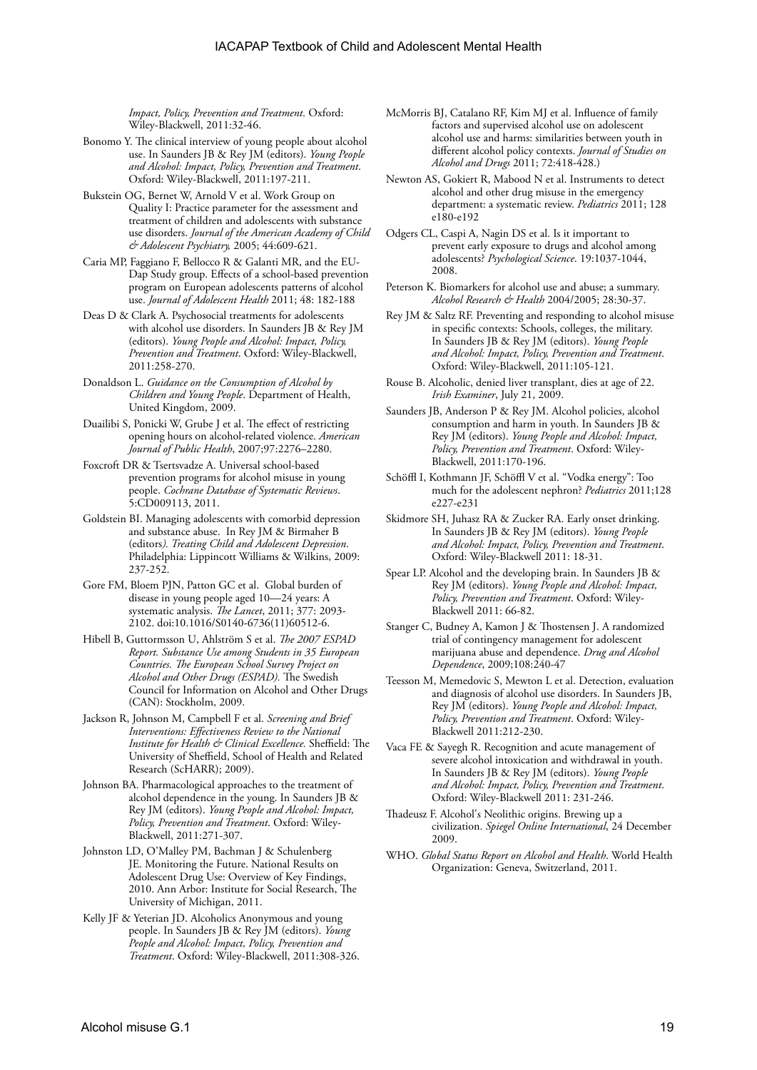*Impact, Policy, Prevention and Treatment*. Oxford: Wiley-Blackwell, 2011:32-46.

Bonomo Y. The clinical interview of young people about alcohol use. In Saunders JB & Rey JM (editors). *Young People and Alcohol: Impact, Policy, Prevention and Treatment*. Oxford: Wiley-Blackwell, 2011:197-211.

Bukstein OG, Bernet W, Arnold V et al. Work Group on Quality I: Practice parameter for the assessment and treatment of children and adolescents with substance use disorders. *Journal of the American Academy of Child & Adolescent Psychiatry,* 2005; 44:609-621.

Caria MP, Faggiano F, Bellocco R & Galanti MR, and the EU-Dap Study group. Effects of a school-based prevention program on European adolescents patterns of alcohol use. *Journal of Adolescent Health* 2011; 48: 182-188

Deas D & Clark A. Psychosocial treatments for adolescents with alcohol use disorders. In Saunders JB & Rey JM (editors). *Young People and Alcohol: Impact, Policy, Prevention and Treatment*. Oxford: Wiley-Blackwell, 2011:258-270.

Donaldson L. *Guidance on the Consumption of Alcohol by Children and Young People*. Department of Health, United Kingdom, 2009.

Duailibi S, Ponicki W, Grube J et al. The effect of restricting opening hours on alcohol-related violence. *American Journal of Public Health*, 2007;97:2276–2280.

Foxcroft DR & Tsertsvadze A. Universal school-based prevention programs for alcohol misuse in young people. *Cochrane Database of Systematic Reviews*. 5:CD009113, 2011.

Goldstein BI. Managing adolescents with comorbid depression and substance abuse. In Rey JM & Birmaher B (editors*). Treating Child and Adolescent Depression*. Philadelphia: Lippincott Williams & Wilkins, 2009: 237-252.

Gore FM, Bloem PJN, Patton GC et al. Global burden of disease in young people aged 10—24 years: A systematic analysis. *The Lancet*, 2011; 377: 2093-2102. doi:10.1016/S0140-6736(11)60512-6.

Hibell B, Guttormsson U, Ahlström S et al. *The 2007 ESPAD Report. Substance Use among Students in 35 European Countries. The European School Survey Project on Alcohol and Other Drugs (ESPAD).* The Swedish Council for Information on Alcohol and Other Drugs (CAN): Stockholm, 2009.

Jackson R, Johnson M, Campbell F et al. *Screening and Brief Interventions: Effectiveness Review to the National Institute for Health & Clinical Excellence.* Sheffield: The University of Sheffield, School of Health and Related Research (ScHARR); 2009).

Johnson BA. Pharmacological approaches to the treatment of alcohol dependence in the young. In Saunders JB & Rey JM (editors). *Young People and Alcohol: Impact, Policy, Prevention and Treatment*. Oxford: Wiley-Blackwell, 2011:271-307.

Johnston LD, O'Malley PM, Bachman J & Schulenberg JE. Monitoring the Future. National Results on Adolescent Drug Use: Overview of Key Findings, 2010. Ann Arbor: Institute for Social Research, The University of Michigan, 2011.

Kelly JF & Yeterian JD. Alcoholics Anonymous and young people. In Saunders JB & Rey JM (editors). *Young People and Alcohol: Impact, Policy, Prevention and Treatment*. Oxford: Wiley-Blackwell, 2011:308-326.

McMorris BJ, Catalano RF, Kim MJ et al. Influence of family factors and supervised alcohol use on adolescent alcohol use and harms: similarities between youth in different alcohol policy contexts. *Journal of Studies on Alcohol and Drugs* 2011; 72:418-428.)

Newton AS, Gokiert R, Mabood N et al. Instruments to detect alcohol and other drug misuse in the emergency department: a systematic review. *Pediatrics* 2011; 128 e180-e192

Odgers CL, Caspi A, Nagin DS et al. Is it important to prevent early exposure to drugs and alcohol among adolescents? *Psychological Science*. 19:1037-1044, 2008.

Peterson K. Biomarkers for alcohol use and abuse; a summary. *Alcohol Research & Health* 2004/2005; 28:30-37.

Rey JM & Saltz RF. Preventing and responding to alcohol misuse in specific contexts: Schools, colleges, the military. In Saunders JB & Rey JM (editors). *Young People and Alcohol: Impact, Policy, Prevention and Treatment*. Oxford: Wiley-Blackwell, 2011:105-121.

Rouse B. Alcoholic, denied liver transplant, dies at age of 22. *Irish Examiner*, July 21, 2009.

Saunders JB, Anderson P & Rey JM. Alcohol policies, alcohol consumption and harm in youth. In Saunders JB & Rey JM (editors). *Young People and Alcohol: Impact, Policy, Prevention and Treatment*. Oxford: Wiley-Blackwell, 2011:170-196.

Schöffl I, Kothmann JF, Schöffl V et al. "Vodka energy": Too much for the adolescent nephron? *Pediatrics* 2011;128 e227-e231

Skidmore SH, Juhasz RA & Zucker RA. Early onset drinking. In Saunders JB & Rey JM (editors). *Young People and Alcohol: Impact, Policy, Prevention and Treatment*. Oxford: Wiley-Blackwell 2011: 18-31.

Spear LP. Alcohol and the developing brain. In Saunders JB & Rey JM (editors). *Young People and Alcohol: Impact, Policy, Prevention and Treatment*. Oxford: Wiley-Blackwell 2011: 66-82.

Stanger C, Budney A, Kamon J & Thostensen J. A randomized trial of contingency management for adolescent marijuana abuse and dependence. *Drug and Alcohol Dependence*, 2009;108:240-47

Teesson M, Memedovic S, Mewton L et al. Detection, evaluation and diagnosis of alcohol use disorders. In Saunders JB, Rey JM (editors). *Young People and Alcohol: Impact, Policy, Prevention and Treatment*. Oxford: Wiley-Blackwell 2011:212-230.

Vaca FE & Sayegh R. Recognition and acute management of severe alcohol intoxication and withdrawal in youth. In Saunders JB & Rey JM (editors). *Young People and Alcohol: Impact, Policy, Prevention and Treatment*. Oxford: Wiley-Blackwell 2011: 231-246.

Thadeusz F. Alcohol's Neolithic origins. Brewing up a civilization. *Spiegel Online International*, 24 December 2009.

WHO. *Global Status Report on Alcohol and Health*. World Health Organization: Geneva, Switzerland, 2011.